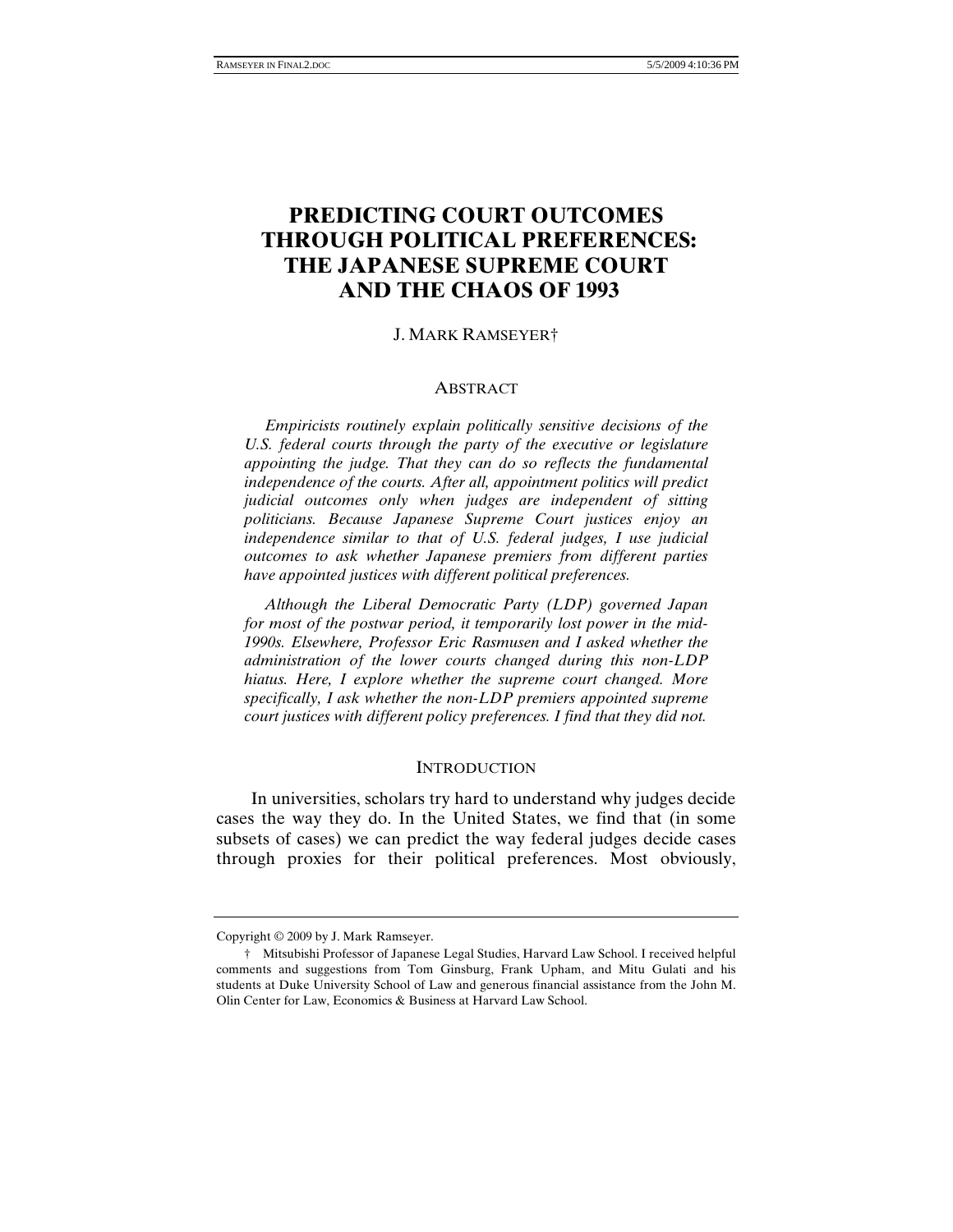# PREDICTING COURT OUTCOMES THROUGH POLITICAL PREFERENCES: THE JAPANESE SUPREME COURT AND THE CHAOS OF 1993

J. MARK RAMSEYER†

## ABSTRACT

*Empiricists routinely explain politically sensitive decisions of the U.S. federal courts through the party of the executive or legislature appointing the judge. That they can do so reflects the fundamental independence of the courts. After all, appointment politics will predict judicial outcomes only when judges are independent of sitting politicians. Because Japanese Supreme Court justices enjoy an independence similar to that of U.S. federal judges, I use judicial outcomes to ask whether Japanese premiers from different parties have appointed justices with different political preferences.*

*Although the Liberal Democratic Party (LDP) governed Japan for most of the postwar period, it temporarily lost power in the mid-1990s. Elsewhere, Professor Eric Rasmusen and I asked whether the administration of the lower courts changed during this non-LDP hiatus. Here, I explore whether the supreme court changed. More specifically, I ask whether the non-LDP premiers appointed supreme court justices with different policy preferences. I find that they did not.*

## INTRODUCTION

In universities, scholars try hard to understand why judges decide cases the way they do. In the United States, we find that (in some subsets of cases) we can predict the way federal judges decide cases through proxies for their political preferences. Most obviously,

---

Copyright © 2009 by J. Mark Ramseyer.

† Mitsubishi Professor of Japanese Legal Studies, Harvard Law School. I received helpful comments and suggestions from Tom Ginsburg, Frank Upham, and Mitu Gulati and his students at Duke University School of Law and generous financial assistance from the John M. Olin Center for Law, Economics & Business at Harvard Law School.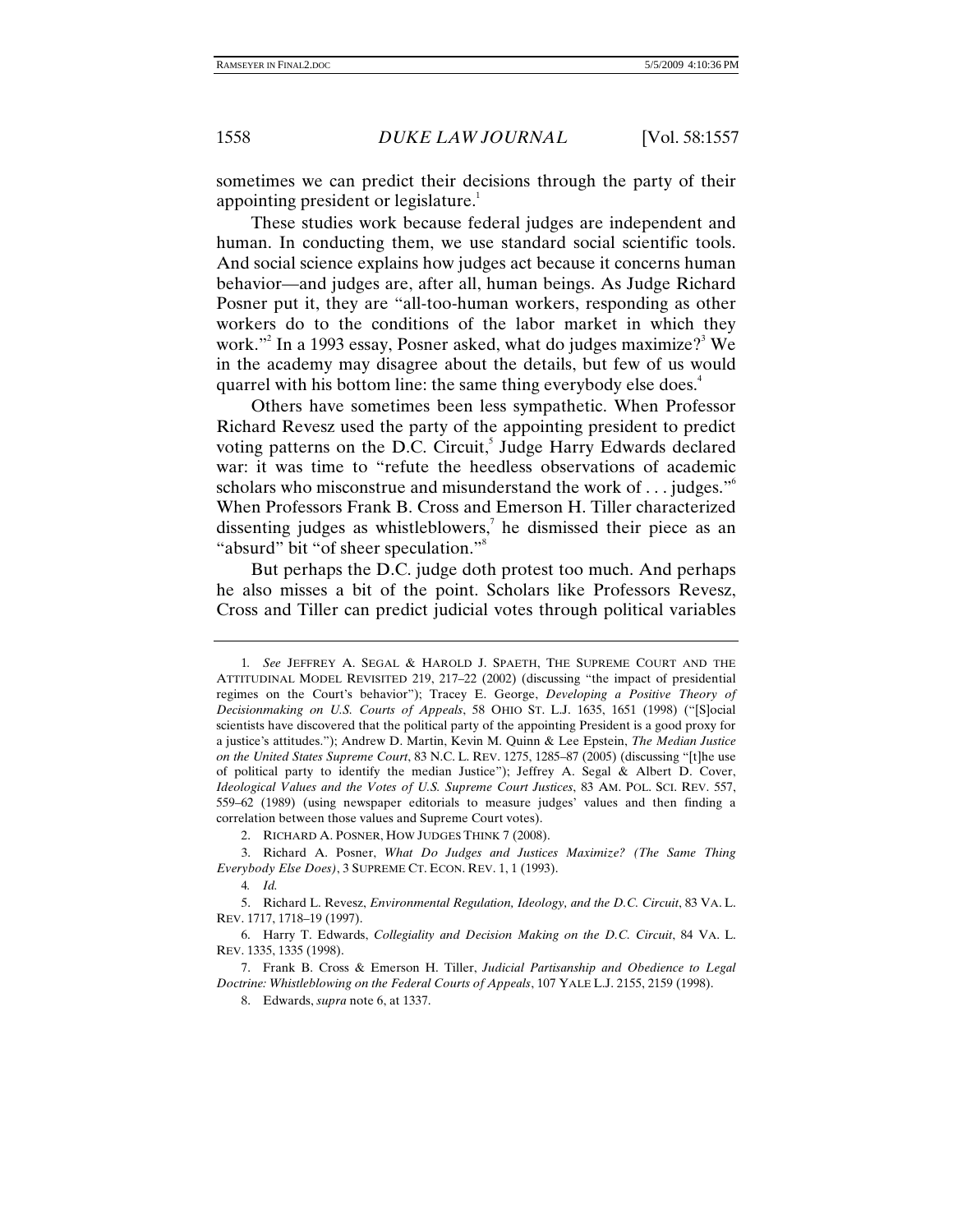sometimes we can predict their decisions through the party of their appointing president or legislature.[1]

These studies work because federal judges are independent and human. In conducting them, we use standard social scientific tools. And social science explains how judges act because it concerns human behavior—and judges are, after all, human beings. As Judge Richard Posner put it, they are "all-too-human workers, responding as other workers do to the conditions of the labor market in which they work."[2] In a 1993 essay, Posner asked, what do judges maximize?[3] We in the academy may disagree about the details, but few of us would quarrel with his bottom line: the same thing everybody else does.[4]

Others have sometimes been less sympathetic. When Professor Richard Revesz used the party of the appointing president to predict voting patterns on the D.C. Circuit,[5] Judge Harry Edwards declared war: it was time to "refute the heedless observations of academic scholars who misconstrue and misunderstand the work of . . . judges."[6] When Professors Frank B. Cross and Emerson H. Tiller characterized dissenting judges as whistleblowers,[7] he dismissed their piece as an "absurd" bit "of sheer speculation."[8]

But perhaps the D.C. judge doth protest too much. And perhaps he also misses a bit of the point. Scholars like Professors Revesz, Cross and Tiller can predict judicial votes through political variables

---

1. *See* JEFFREY A. SEGAL & HAROLD J. SPAETH, THE SUPREME COURT AND THE ATTITUDINAL MODEL REVISITED 219, 217–22 (2002) (discussing "the impact of presidential regimes on the Court's behavior"); Tracey E. George, *Developing a Positive Theory of Decisionmaking on U.S. Courts of Appeals*, 58 OHIO ST. L.J. 1635, 1651 (1998) ("[S]ocial scientists have discovered that the political party of the appointing President is a good proxy for a justice's attitudes."); Andrew D. Martin, Kevin M. Quinn & Lee Epstein, *The Median Justice on the United States Supreme Court*, 83 N.C. L. REV. 1275, 1285–87 (2005) (discussing "[t]he use of political party to identify the median Justice"); Jeffrey A. Segal & Albert D. Cover, *Ideological Values and the Votes of U.S. Supreme Court Justices*, 83 AM. POL. SCI. REV. 557, 559–62 (1989) (using newspaper editorials to measure judges' values and then finding a correlation between those values and Supreme Court votes).

2. RICHARD A. POSNER, HOW JUDGES THINK 7 (2008).

3. Richard A. Posner, *What Do Judges and Justices Maximize? (The Same Thing Everybody Else Does)*, 3 SUPREME CT. ECON. REV. 1, 1 (1993).

4. *Id.*

5. Richard L. Revesz, *Environmental Regulation, Ideology, and the D.C. Circuit*, 83 VA. L. REV. 1717, 1718–19 (1997).

6. Harry T. Edwards, *Collegiality and Decision Making on the D.C. Circuit*, 84 VA. L. REV. 1335, 1335 (1998).

7. Frank B. Cross & Emerson H. Tiller, *Judicial Partisanship and Obedience to Legal Doctrine: Whistleblowing on the Federal Courts of Appeals*, 107 YALE L.J. 2155, 2159 (1998).

8. Edwards, *supra* note 6, at 1337.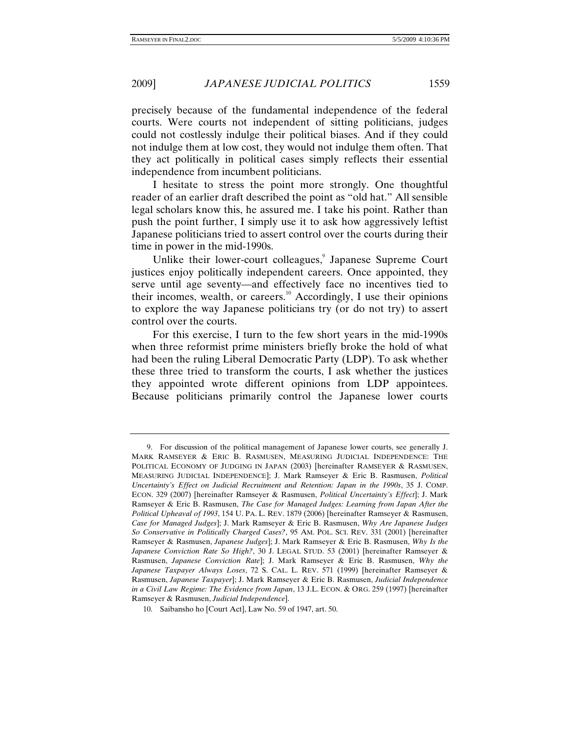precisely because of the fundamental independence of the federal courts. Were courts not independent of sitting politicians, judges could not costlessly indulge their political biases. And if they could not indulge them at low cost, they would not indulge them often. That they act politically in political cases simply reflects their essential independence from incumbent politicians.

I hesitate to stress the point more strongly. One thoughtful reader of an earlier draft described the point as "old hat." All sensible legal scholars know this, he assured me. I take his point. Rather than push the point further, I simply use it to ask how aggressively leftist Japanese politicians tried to assert control over the courts during their time in power in the mid-1990s.

Unlike their lower-court colleagues,[9] Japanese Supreme Court justices enjoy politically independent careers. Once appointed, they serve until age seventy—and effectively face no incentives tied to their incomes, wealth, or careers.[10] Accordingly, I use their opinions to explore the way Japanese politicians try (or do not try) to assert control over the courts.

For this exercise, I turn to the few short years in the mid-1990s when three reformist prime ministers briefly broke the hold of what had been the ruling Liberal Democratic Party (LDP). To ask whether these three tried to transform the courts, I ask whether the justices they appointed wrote different opinions from LDP appointees. Because politicians primarily control the Japanese lower courts

---

9. For discussion of the political management of Japanese lower courts, see generally J. MARK RAMSEYER & ERIC B. RASMUSEN, MEASURING JUDICIAL INDEPENDENCE: THE POLITICAL ECONOMY OF JUDGING IN JAPAN (2003) [hereinafter RAMSEYER & RASMUSEN, MEASURING JUDICIAL INDEPENDENCE]; J. Mark Ramseyer & Eric B. Rasmusen, *Political Uncertainty's Effect on Judicial Recruitment and Retention: Japan in the 1990s*, 35 J. COMP. ECON. 329 (2007) [hereinafter Ramseyer & Rasmusen, *Political Uncertainty's Effect*]; J. Mark Ramseyer & Eric B. Rasmusen, *The Case for Managed Judges: Learning from Japan After the Political Upheaval of 1993*, 154 U. PA. L. REV. 1879 (2006) [hereinafter Ramseyer & Rasmusen, *Case for Managed Judges*]; J. Mark Ramseyer & Eric B. Rasmusen, *Why Are Japanese Judges So Conservative in Politically Charged Cases?*, 95 AM. POL. SCI. REV. 331 (2001) [hereinafter Ramseyer & Rasmusen, *Japanese Judges*]; J. Mark Ramseyer & Eric B. Rasmusen, *Why Is the Japanese Conviction Rate So High?*, 30 J. LEGAL STUD. 53 (2001) [hereinafter Ramseyer & Rasmusen, *Japanese Conviction Rate*]; J. Mark Ramseyer & Eric B. Rasmusen, *Why the Japanese Taxpayer Always Loses*, 72 S. CAL. L. REV. 571 (1999) [hereinafter Ramseyer & Rasmusen, *Japanese Taxpayer*]; J. Mark Ramseyer & Eric B. Rasmusen, *Judicial Independence in a Civil Law Regime: The Evidence from Japan*, 13 J.L. ECON. & ORG. 259 (1997) [hereinafter Ramseyer & Rasmusen, *Judicial Independence*].

10. Saibansho ho [Court Act], Law No. 59 of 1947, art. 50.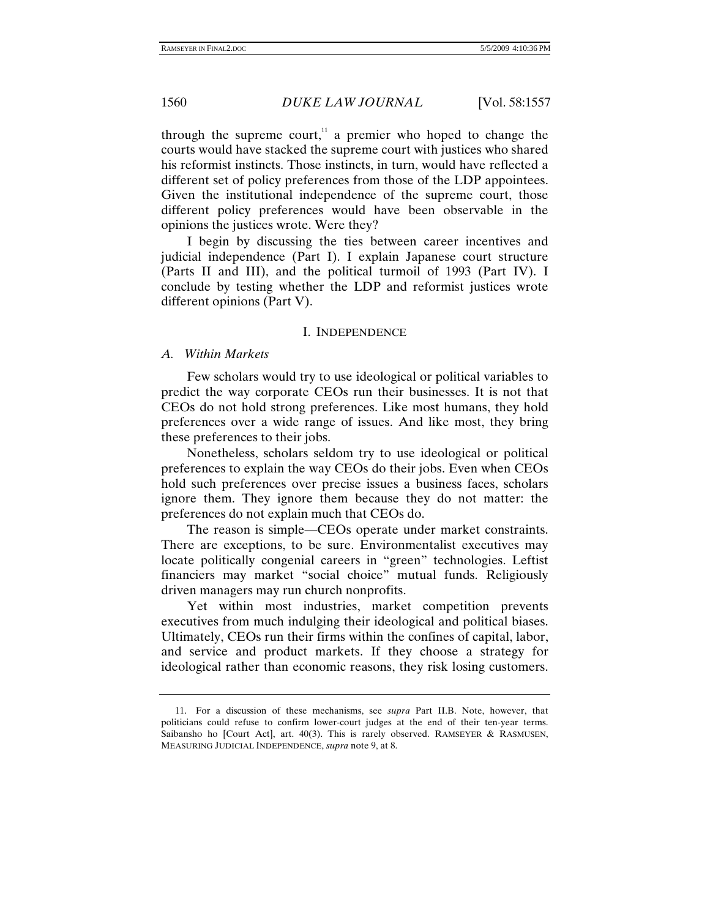through the supreme court,[11] a premier who hoped to change the courts would have stacked the supreme court with justices who shared his reformist instincts. Those instincts, in turn, would have reflected a different set of policy preferences from those of the LDP appointees. Given the institutional independence of the supreme court, those different policy preferences would have been observable in the opinions the justices wrote. Were they?

I begin by discussing the ties between career incentives and judicial independence (Part I). I explain Japanese court structure (Parts II and III), and the political turmoil of 1993 (Part IV). I conclude by testing whether the LDP and reformist justices wrote different opinions (Part V).

## I. INDEPENDENCE

### *A. Within Markets*

Few scholars would try to use ideological or political variables to predict the way corporate CEOs run their businesses. It is not that CEOs do not hold strong preferences. Like most humans, they hold preferences over a wide range of issues. And like most, they bring these preferences to their jobs.

Nonetheless, scholars seldom try to use ideological or political preferences to explain the way CEOs do their jobs. Even when CEOs hold such preferences over precise issues a business faces, scholars ignore them. They ignore them because they do not matter: the preferences do not explain much that CEOs do.

The reason is simple—CEOs operate under market constraints. There are exceptions, to be sure. Environmentalist executives may locate politically congenial careers in "green" technologies. Leftist financiers may market "social choice" mutual funds. Religiously driven managers may run church nonprofits.

Yet within most industries, market competition prevents executives from much indulging their ideological and political biases. Ultimately, CEOs run their firms within the confines of capital, labor, and service and product markets. If they choose a strategy for ideological rather than economic reasons, they risk losing customers.

---

11. For a discussion of these mechanisms, see *supra* Part II.B. Note, however, that politicians could refuse to confirm lower-court judges at the end of their ten-year terms. Saibansho ho [Court Act], art. 40(3). This is rarely observed. RAMSEYER & RASMUSEN, MEASURING JUDICIAL INDEPENDENCE, *supra* note 9, at 8.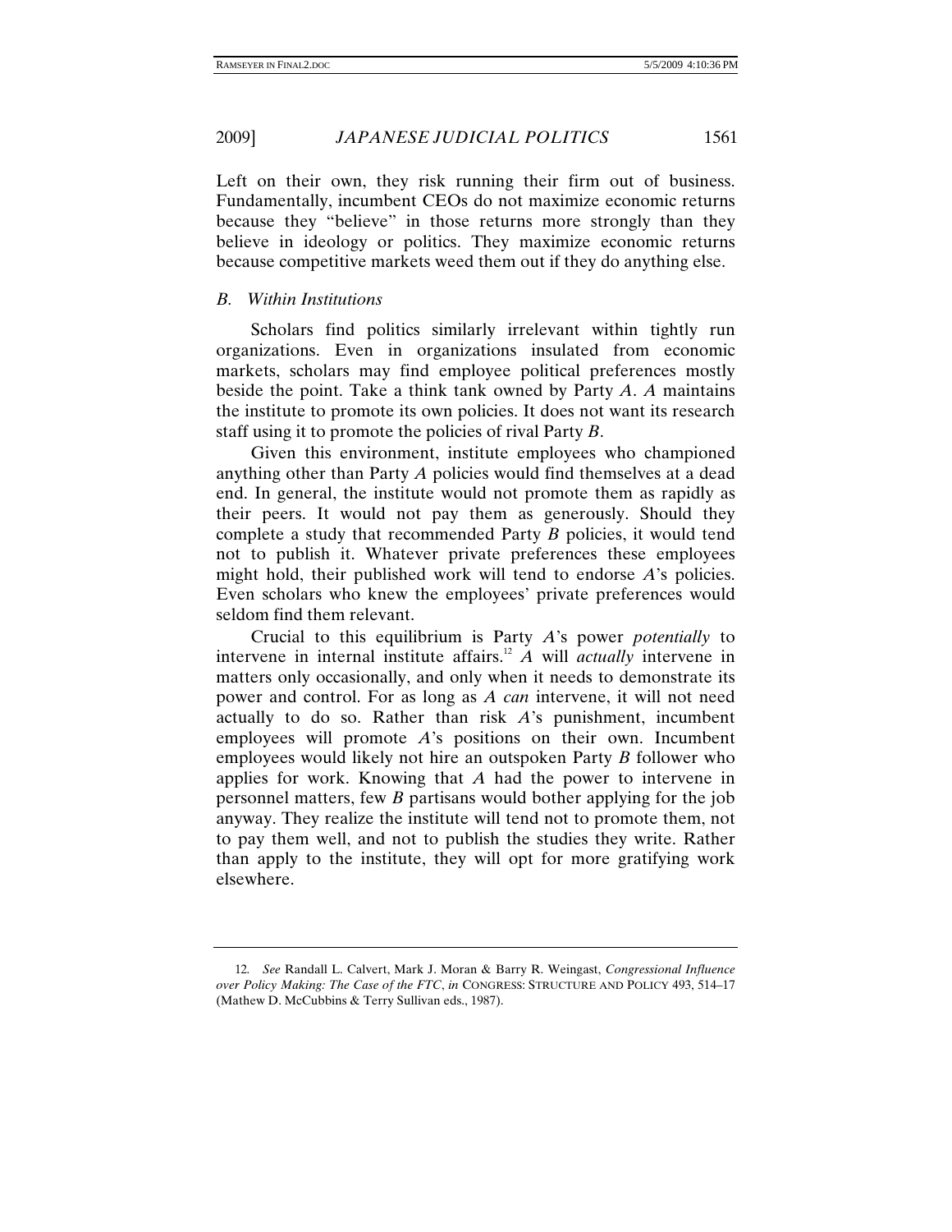Left on their own, they risk running their firm out of business. Fundamentally, incumbent CEOs do not maximize economic returns because they "believe" in those returns more strongly than they believe in ideology or politics. They maximize economic returns because competitive markets weed them out if they do anything else.

### *B. Within Institutions*

Scholars find politics similarly irrelevant within tightly run organizations. Even in organizations insulated from economic markets, scholars may find employee political preferences mostly beside the point. Take a think tank owned by Party *A*. *A* maintains the institute to promote its own policies. It does not want its research staff using it to promote the policies of rival Party *B*.

Given this environment, institute employees who championed anything other than Party *A* policies would find themselves at a dead end. In general, the institute would not promote them as rapidly as their peers. It would not pay them as generously. Should they complete a study that recommended Party *B* policies, it would tend not to publish it. Whatever private preferences these employees might hold, their published work will tend to endorse *A*'s policies. Even scholars who knew the employees' private preferences would seldom find them relevant.

Crucial to this equilibrium is Party *A*'s power *potentially* to intervene in internal institute affairs.[12] *A* will *actually* intervene in matters only occasionally, and only when it needs to demonstrate its power and control. For as long as *A* *can* intervene, it will not need actually to do so. Rather than risk *A*'s punishment, incumbent employees will promote *A*'s positions on their own. Incumbent employees would likely not hire an outspoken Party *B* follower who applies for work. Knowing that *A* had the power to intervene in personnel matters, few *B* partisans would bother applying for the job anyway. They realize the institute will tend not to promote them, not to pay them well, and not to publish the studies they write. Rather than apply to the institute, they will opt for more gratifying work elsewhere.

---

12. *See* Randall L. Calvert, Mark J. Moran & Barry R. Weingast, *Congressional Influence over Policy Making: The Case of the FTC*, *in* CONGRESS: STRUCTURE AND POLICY 493, 514–17 (Mathew D. McCubbins & Terry Sullivan eds., 1987).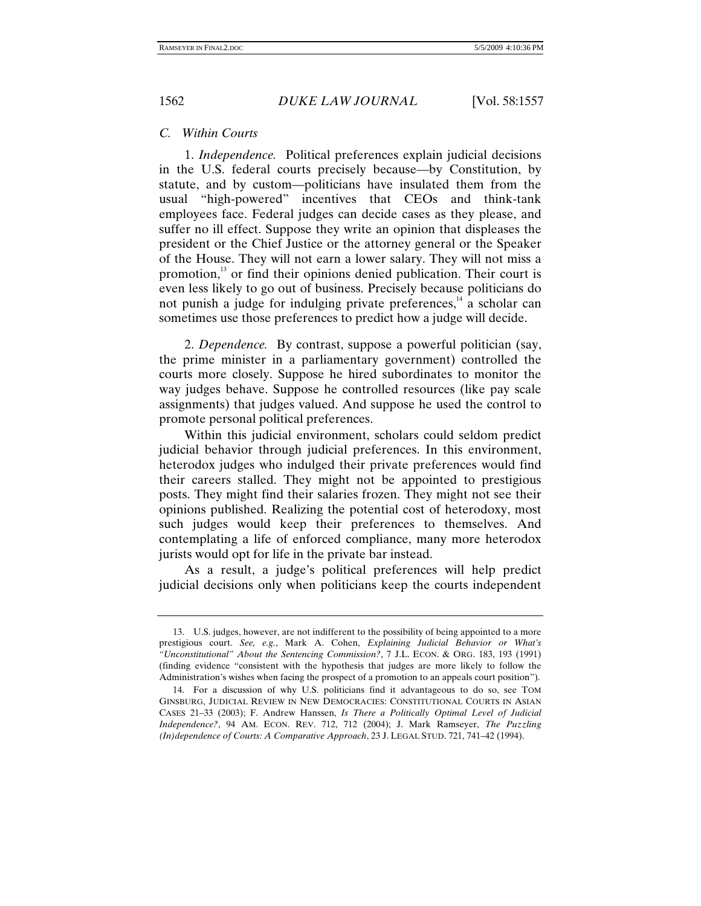### *C. Within Courts*

1. *Independence.* Political preferences explain judicial decisions in the U.S. federal courts precisely because—by Constitution, by statute, and by custom—politicians have insulated them from the usual "high-powered" incentives that CEOs and think-tank employees face. Federal judges can decide cases as they please, and suffer no ill effect. Suppose they write an opinion that displeases the president or the Chief Justice or the attorney general or the Speaker of the House. They will not earn a lower salary. They will not miss a promotion,[13] or find their opinions denied publication. Their court is even less likely to go out of business. Precisely because politicians do not punish a judge for indulging private preferences,[14] a scholar can sometimes use those preferences to predict how a judge will decide.

2. *Dependence.* By contrast, suppose a powerful politician (say, the prime minister in a parliamentary government) controlled the courts more closely. Suppose he hired subordinates to monitor the way judges behave. Suppose he controlled resources (like pay scale assignments) that judges valued. And suppose he used the control to promote personal political preferences.

Within this judicial environment, scholars could seldom predict judicial behavior through judicial preferences. In this environment, heterodox judges who indulged their private preferences would find their careers stalled. They might not be appointed to prestigious posts. They might find their salaries frozen. They might not see their opinions published. Realizing the potential cost of heterodoxy, most such judges would keep their preferences to themselves. And contemplating a life of enforced compliance, many more heterodox jurists would opt for life in the private bar instead.

As a result, a judge's political preferences will help predict judicial decisions only when politicians keep the courts independent

---

13. U.S. judges, however, are not indifferent to the possibility of being appointed to a more prestigious court. *See, e.g.*, Mark A. Cohen, *Explaining Judicial Behavior or What's "Unconstitutional" About the Sentencing Commission?*, 7 J.L. ECON. & ORG. 183, 193 (1991) (finding evidence "consistent with the hypothesis that judges are more likely to follow the Administration's wishes when facing the prospect of a promotion to an appeals court position").

14. For a discussion of why U.S. politicians find it advantageous to do so, see TOM GINSBURG, JUDICIAL REVIEW IN NEW DEMOCRACIES: CONSTITUTIONAL COURTS IN ASIAN CASES 21–33 (2003); F. Andrew Hanssen, *Is There a Politically Optimal Level of Judicial Independence?*, 94 AM. ECON. REV. 712, 712 (2004); J. Mark Ramseyer, *The Puzzling (In)dependence of Courts: A Comparative Approach*, 23 J. LEGAL STUD. 721, 741–42 (1994).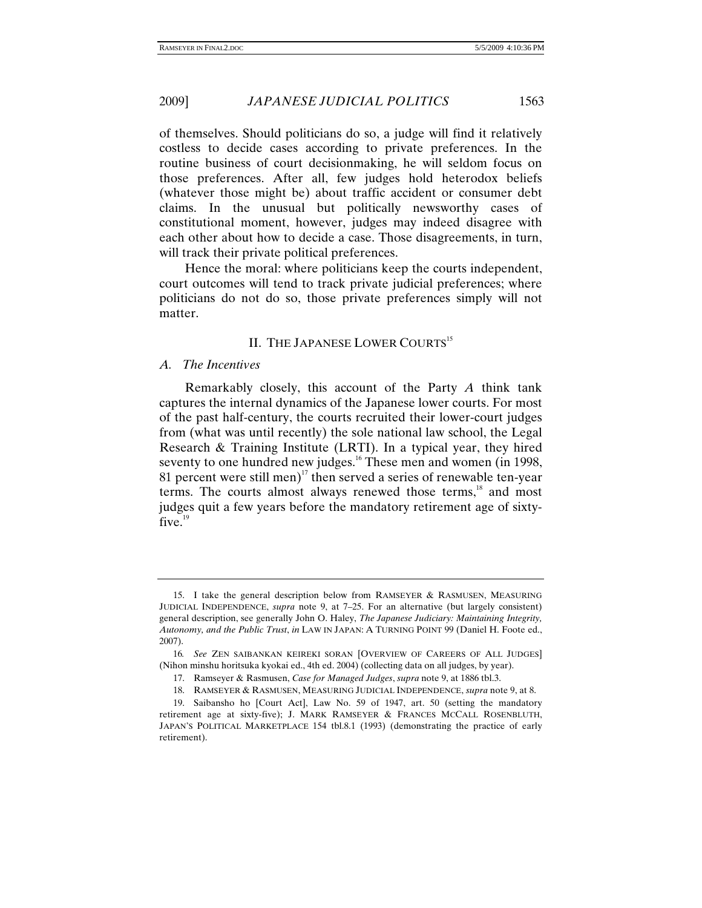of themselves. Should politicians do so, a judge will find it relatively costless to decide cases according to private preferences. In the routine business of court decisionmaking, he will seldom focus on those preferences. After all, few judges hold heterodox beliefs (whatever those might be) about traffic accident or consumer debt claims. In the unusual but politically newsworthy cases of constitutional moment, however, judges may indeed disagree with each other about how to decide a case. Those disagreements, in turn, will track their private political preferences.

Hence the moral: where politicians keep the courts independent, court outcomes will tend to track private judicial preferences; where politicians do not do so, those private preferences simply will not matter.

## II. THE JAPANESE LOWER COURTS[15]

### A. *The Incentives*

Remarkably closely, this account of the Party *A* think tank captures the internal dynamics of the Japanese lower courts. For most of the past half-century, the courts recruited their lower-court judges from (what was until recently) the sole national law school, the Legal Research & Training Institute (LRTI). In a typical year, they hired seventy to one hundred new judges.[16] These men and women (in 1998, 81 percent were still men)[17] then served a series of renewable ten-year terms. The courts almost always renewed those terms,[18] and most judges quit a few years before the mandatory retirement age of sixty-five.[19]

---

15. I take the general description below from RAMSEYER & RASMUSEN, MEASURING JUDICIAL INDEPENDENCE, *supra* note 9, at 7–25. For an alternative (but largely consistent) general description, see generally John O. Haley, *The Japanese Judiciary: Maintaining Integrity, Autonomy, and the Public Trust*, *in* LAW IN JAPAN: A TURNING POINT 99 (Daniel H. Foote ed., 2007).

16. *See* ZEN SAIBANKAN KEIREKI SORAN [OVERVIEW OF CAREERS OF ALL JUDGES] (Nihon minshu horitsuka kyokai ed., 4th ed. 2004) (collecting data on all judges, by year).

17. Ramseyer & Rasmusen, *Case for Managed Judges*, *supra* note 9, at 1886 tbl.3.

18. RAMSEYER & RASMUSEN, MEASURING JUDICIAL INDEPENDENCE, *supra* note 9, at 8.

19. Saibansho ho [Court Act], Law No. 59 of 1947, art. 50 (setting the mandatory retirement age at sixty-five); J. MARK RAMSEYER & FRANCES MCCALL ROSENBLUTH, JAPAN'S POLITICAL MARKETPLACE 154 tbl.8.1 (1993) (demonstrating the practice of early retirement).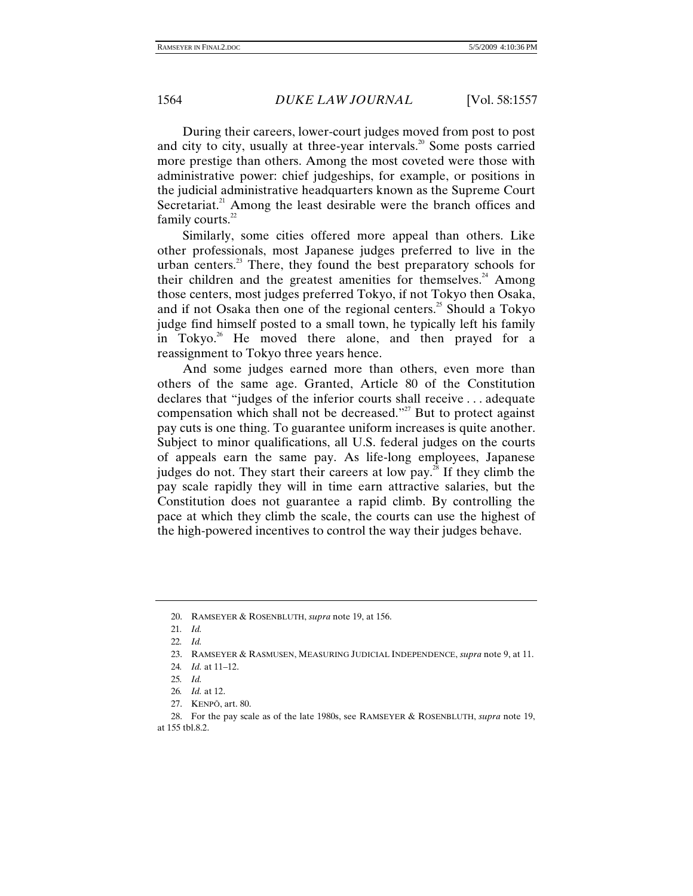During their careers, lower-court judges moved from post to post and city to city, usually at three-year intervals.[20] Some posts carried more prestige than others. Among the most coveted were those with administrative power: chief judgeships, for example, or positions in the judicial administrative headquarters known as the Supreme Court Secretariat.[21] Among the least desirable were the branch offices and family courts.[22]

Similarly, some cities offered more appeal than others. Like other professionals, most Japanese judges preferred to live in the urban centers.[23] There, they found the best preparatory schools for their children and the greatest amenities for themselves.[24] Among those centers, most judges preferred Tokyo, if not Tokyo then Osaka, and if not Osaka then one of the regional centers.[25] Should a Tokyo judge find himself posted to a small town, he typically left his family in Tokyo.[26] He moved there alone, and then prayed for a reassignment to Tokyo three years hence.

And some judges earned more than others, even more than others of the same age. Granted, Article 80 of the Constitution declares that "judges of the inferior courts shall receive . . . adequate compensation which shall not be decreased."[27] But to protect against pay cuts is one thing. To guarantee uniform increases is quite another. Subject to minor qualifications, all U.S. federal judges on the courts of appeals earn the same pay. As life-long employees, Japanese judges do not. They start their careers at low pay.[28] If they climb the pay scale rapidly they will in time earn attractive salaries, but the Constitution does not guarantee a rapid climb. By controlling the pace at which they climb the scale, the courts can use the highest of the high-powered incentives to control the way their judges behave.

---

20. RAMSEYER & ROSENBLUTH, *supra* note 19, at 156.

21. *Id.*

22. *Id.*

23. RAMSEYER & RASMUSEN, MEASURING JUDICIAL INDEPENDENCE, *supra* note 9, at 11.

24. *Id.* at 11–12.

25. *Id.*

26. *Id.* at 12.

27. KENPŌ, art. 80.

28. For the pay scale as of the late 1980s, see RAMSEYER & ROSENBLUTH, *supra* note 19, at 155 tbl.8.2.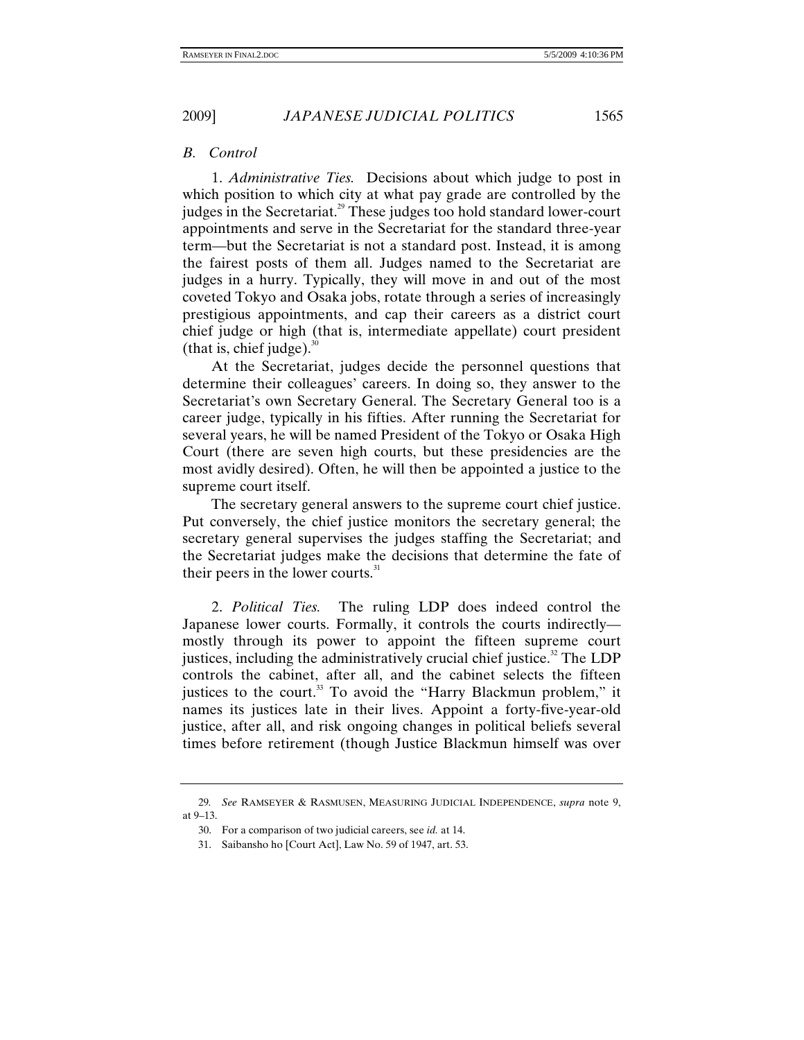### *B. Control*

1. *Administrative Ties.* Decisions about which judge to post in which position to which city at what pay grade are controlled by the judges in the Secretariat.[29] These judges too hold standard lower-court appointments and serve in the Secretariat for the standard three-year term—but the Secretariat is not a standard post. Instead, it is among the fairest posts of them all. Judges named to the Secretariat are judges in a hurry. Typically, they will move in and out of the most coveted Tokyo and Osaka jobs, rotate through a series of increasingly prestigious appointments, and cap their careers as a district court chief judge or high (that is, intermediate appellate) court president (that is, chief judge).[30]

At the Secretariat, judges decide the personnel questions that determine their colleagues' careers. In doing so, they answer to the Secretariat's own Secretary General. The Secretary General too is a career judge, typically in his fifties. After running the Secretariat for several years, he will be named President of the Tokyo or Osaka High Court (there are seven high courts, but these presidencies are the most avidly desired). Often, he will then be appointed a justice to the supreme court itself.

The secretary general answers to the supreme court chief justice. Put conversely, the chief justice monitors the secretary general; the secretary general supervises the judges staffing the Secretariat; and the Secretariat judges make the decisions that determine the fate of their peers in the lower courts.[31]

2. *Political Ties.* The ruling LDP does indeed control the Japanese lower courts. Formally, it controls the courts indirectly—mostly through its power to appoint the fifteen supreme court justices, including the administratively crucial chief justice.[32] The LDP controls the cabinet, after all, and the cabinet selects the fifteen justices to the court.[33] To avoid the "Harry Blackmun problem," it names its justices late in their lives. Appoint a forty-five-year-old justice, after all, and risk ongoing changes in political beliefs several times before retirement (though Justice Blackmun himself was over

---

29. *See* RAMSEYER & RASMUSEN, MEASURING JUDICIAL INDEPENDENCE, *supra* note 9, at 9–13.

30. For a comparison of two judicial careers, see *id.* at 14.

31. Saibansho ho [Court Act], Law No. 59 of 1947, art. 53.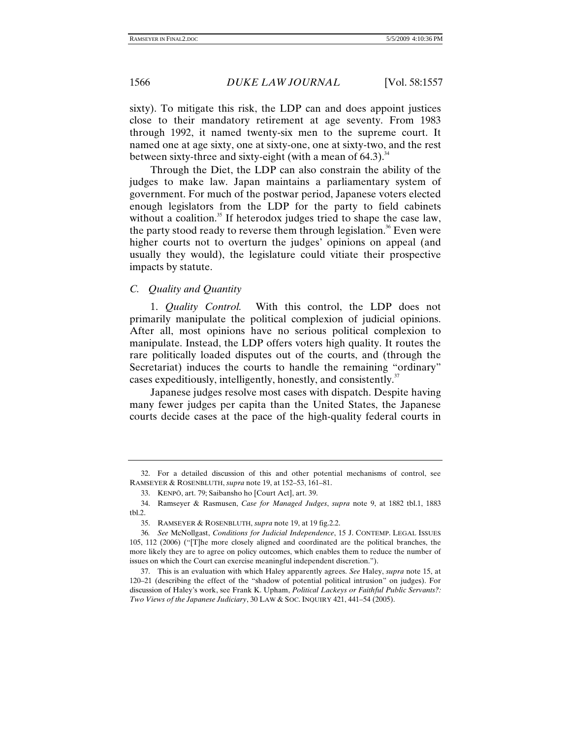sixty). To mitigate this risk, the LDP can and does appoint justices close to their mandatory retirement at age seventy. From 1983 through 1992, it named twenty-six men to the supreme court. It named one at age sixty, one at sixty-one, one at sixty-two, and the rest between sixty-three and sixty-eight (with a mean of 64.3).[34]

Through the Diet, the LDP can also constrain the ability of the judges to make law. Japan maintains a parliamentary system of government. For much of the postwar period, Japanese voters elected enough legislators from the LDP for the party to field cabinets without a coalition.[35] If heterodox judges tried to shape the case law, the party stood ready to reverse them through legislation.[36] Even were higher courts not to overturn the judges' opinions on appeal (and usually they would), the legislature could vitiate their prospective impacts by statute.

### *C. Quality and Quantity*

1. *Quality Control.* With this control, the LDP does not primarily manipulate the political complexion of judicial opinions. After all, most opinions have no serious political complexion to manipulate. Instead, the LDP offers voters high quality. It routes the rare politically loaded disputes out of the courts, and (through the Secretariat) induces the courts to handle the remaining "ordinary" cases expeditiously, intelligently, honestly, and consistently.[37]

Japanese judges resolve most cases with dispatch. Despite having many fewer judges per capita than the United States, the Japanese courts decide cases at the pace of the high-quality federal courts in

---

32. For a detailed discussion of this and other potential mechanisms of control, see RAMSEYER & ROSENBLUTH, *supra* note 19, at 152–53, 161–81.

33. KENPŌ, art. 79; Saibansho ho [Court Act], art. 39.

34. Ramseyer & Rasmusen, *Case for Managed Judges*, *supra* note 9, at 1882 tbl.1, 1883 tbl.2.

35. RAMSEYER & ROSENBLUTH, *supra* note 19, at 19 fig.2.2.

36. *See* McNollgast, *Conditions for Judicial Independence*, 15 J. CONTEMP. LEGAL ISSUES 105, 112 (2006) ("[T]he more closely aligned and coordinated are the political branches, the more likely they are to agree on policy outcomes, which enables them to reduce the number of issues on which the Court can exercise meaningful independent discretion.").

37. This is an evaluation with which Haley apparently agrees. *See* Haley, *supra* note 15, at 120–21 (describing the effect of the "shadow of potential political intrusion" on judges). For discussion of Haley's work, see Frank K. Upham, *Political Lackeys or Faithful Public Servants?: Two Views of the Japanese Judiciary*, 30 LAW & SOC. INQUIRY 421, 441–54 (2005).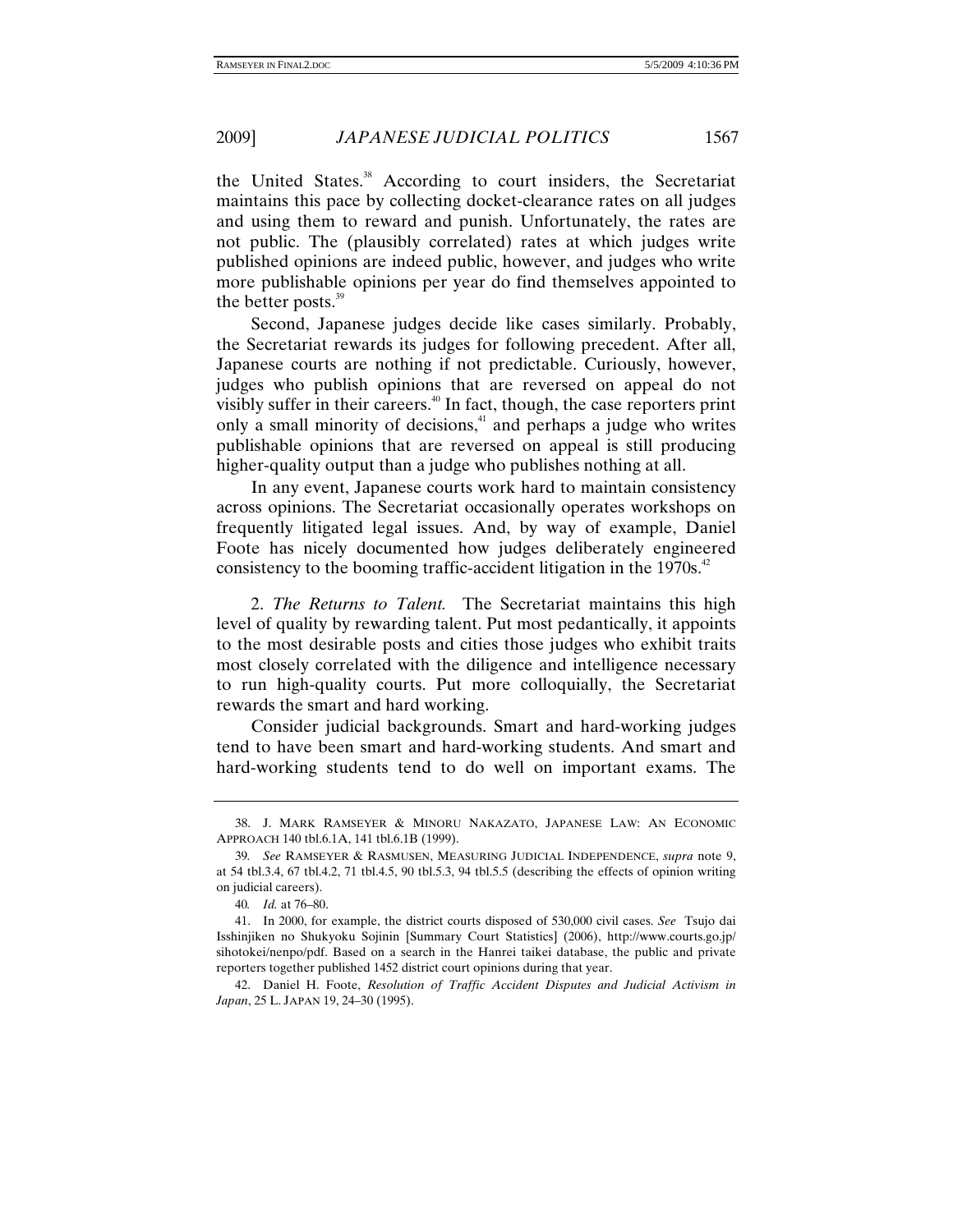the United States.[38] According to court insiders, the Secretariat maintains this pace by collecting docket-clearance rates on all judges and using them to reward and punish. Unfortunately, the rates are not public. The (plausibly correlated) rates at which judges write published opinions are indeed public, however, and judges who write more publishable opinions per year do find themselves appointed to the better posts.[39]

Second, Japanese judges decide like cases similarly. Probably, the Secretariat rewards its judges for following precedent. After all, Japanese courts are nothing if not predictable. Curiously, however, judges who publish opinions that are reversed on appeal do not visibly suffer in their careers.[40] In fact, though, the case reporters print only a small minority of decisions,[41] and perhaps a judge who writes publishable opinions that are reversed on appeal is still producing higher-quality output than a judge who publishes nothing at all.

In any event, Japanese courts work hard to maintain consistency across opinions. The Secretariat occasionally operates workshops on frequently litigated legal issues. And, by way of example, Daniel Foote has nicely documented how judges deliberately engineered consistency to the booming traffic-accident litigation in the 1970s.[42]

2. *The Returns to Talent.* The Secretariat maintains this high level of quality by rewarding talent. Put most pedantically, it appoints to the most desirable posts and cities those judges who exhibit traits most closely correlated with the diligence and intelligence necessary to run high-quality courts. Put more colloquially, the Secretariat rewards the smart and hard working.

Consider judicial backgrounds. Smart and hard-working judges tend to have been smart and hard-working students. And smart and hard-working students tend to do well on important exams. The

---

38. J. MARK RAMSEYER & MINORU NAKAZATO, JAPANESE LAW: AN ECONOMIC APPROACH 140 tbl.6.1A, 141 tbl.6.1B (1999).

39. *See* RAMSEYER & RASMUSEN, MEASURING JUDICIAL INDEPENDENCE, *supra* note 9, at 54 tbl.3.4, 67 tbl.4.2, 71 tbl.4.5, 90 tbl.5.3, 94 tbl.5.5 (describing the effects of opinion writing on judicial careers).

40. *Id.* at 76–80.

41. In 2000, for example, the district courts disposed of 530,000 civil cases. *See* Tsujo dai Isshinjiken no Shukyoku Sojinin [Summary Court Statistics] (2006), http://www.courts.go.jp/sihotokei/nenpo/pdf. Based on a search in the Hanrei taikei database, the public and private reporters together published 1452 district court opinions during that year.

42. Daniel H. Foote, *Resolution of Traffic Accident Disputes and Judicial Activism in Japan*, 25 L. JAPAN 19, 24–30 (1995).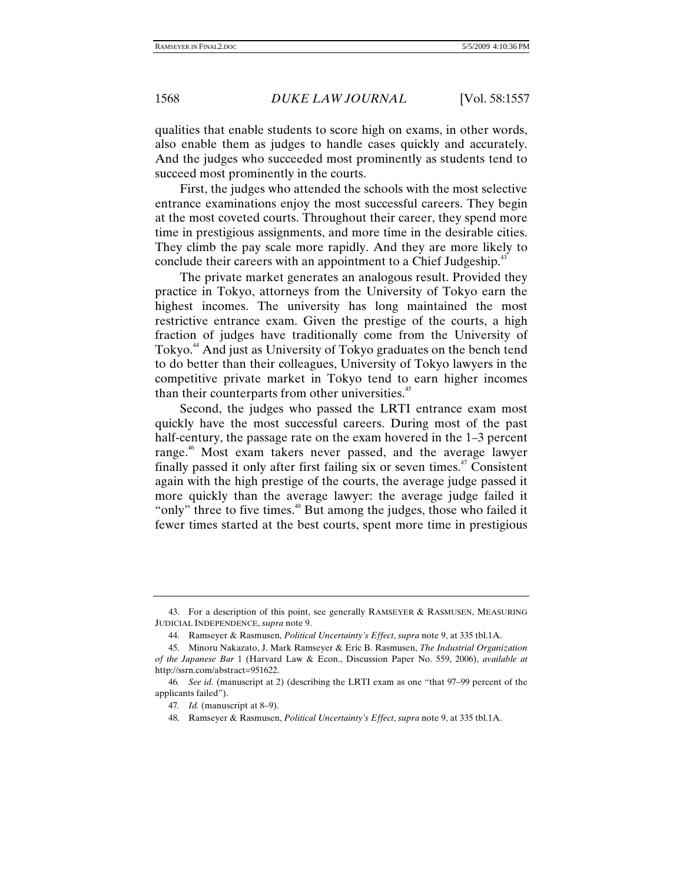qualities that enable students to score high on exams, in other words, also enable them as judges to handle cases quickly and accurately. And the judges who succeeded most prominently as students tend to succeed most prominently in the courts.

First, the judges who attended the schools with the most selective entrance examinations enjoy the most successful careers. They begin at the most coveted courts. Throughout their career, they spend more time in prestigious assignments, and more time in the desirable cities. They climb the pay scale more rapidly. And they are more likely to conclude their careers with an appointment to a Chief Judgeship.[43]

The private market generates an analogous result. Provided they practice in Tokyo, attorneys from the University of Tokyo earn the highest incomes. The university has long maintained the most restrictive entrance exam. Given the prestige of the courts, a high fraction of judges have traditionally come from the University of Tokyo.[44] And just as University of Tokyo graduates on the bench tend to do better than their colleagues, University of Tokyo lawyers in the competitive private market in Tokyo tend to earn higher incomes than their counterparts from other universities.[45]

Second, the judges who passed the LRTI entrance exam most quickly have the most successful careers. During most of the past half-century, the passage rate on the exam hovered in the 1–3 percent range.[46] Most exam takers never passed, and the average lawyer finally passed it only after first failing six or seven times.[47] Consistent again with the high prestige of the courts, the average judge passed it more quickly than the average lawyer: the average judge failed it "only" three to five times.[48] But among the judges, those who failed it fewer times started at the best courts, spent more time in prestigious

---

43. For a description of this point, see generally RAMSEYER & RASMUSEN, MEASURING JUDICIAL INDEPENDENCE, *supra* note 9.

44. Ramseyer & Rasmusen, *Political Uncertainty's Effect*, *supra* note 9, at 335 tbl.1A.

45. Minoru Nakazato, J. Mark Ramseyer & Eric B. Rasmusen, *The Industrial Organization of the Japanese Bar* 1 (Harvard Law & Econ., Discussion Paper No. 559, 2006), *available at* http://ssrn.com/abstract=951622.

46. *See id.* (manuscript at 2) (describing the LRTI exam as one "that 97–99 percent of the applicants failed").

47. *Id.* (manuscript at 8–9).

48. Ramseyer & Rasmusen, *Political Uncertainty's Effect*, *supra* note 9, at 335 tbl.1A.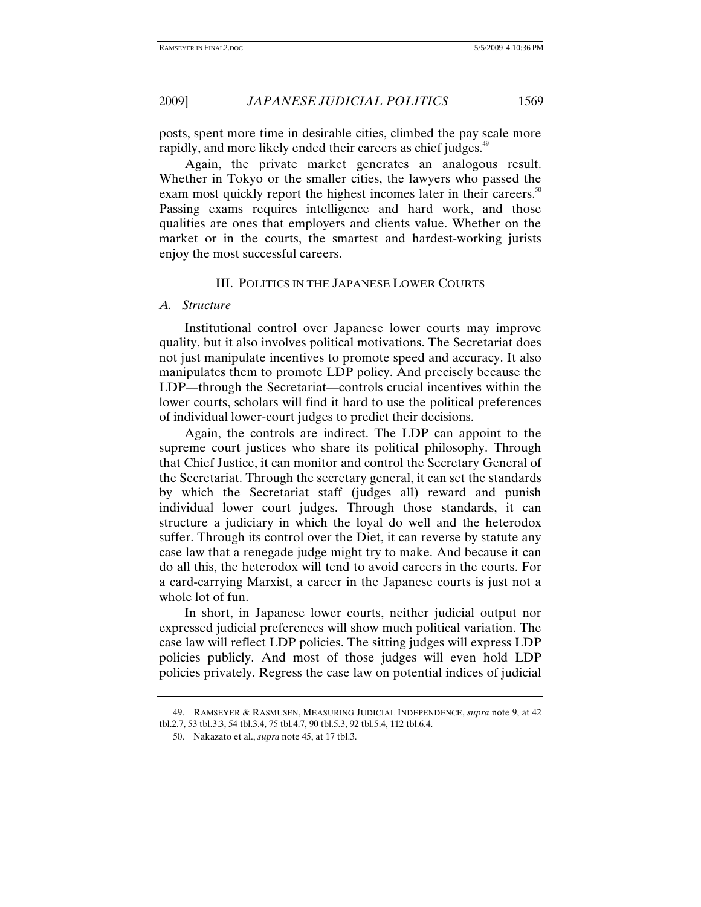posts, spent more time in desirable cities, climbed the pay scale more rapidly, and more likely ended their careers as chief judges.[49]

Again, the private market generates an analogous result. Whether in Tokyo or the smaller cities, the lawyers who passed the exam most quickly report the highest incomes later in their careers.[50] Passing exams requires intelligence and hard work, and those qualities are ones that employers and clients value. Whether on the market or in the courts, the smartest and hardest-working jurists enjoy the most successful careers.

## III. Politics in the Japanese Lower Courts

### A. *Structure*

Institutional control over Japanese lower courts may improve quality, but it also involves political motivations. The Secretariat does not just manipulate incentives to promote speed and accuracy. It also manipulates them to promote LDP policy. And precisely because the LDP—through the Secretariat—controls crucial incentives within the lower courts, scholars will find it hard to use the political preferences of individual lower-court judges to predict their decisions.

Again, the controls are indirect. The LDP can appoint to the supreme court justices who share its political philosophy. Through that Chief Justice, it can monitor and control the Secretary General of the Secretariat. Through the secretary general, it can set the standards by which the Secretariat staff (judges all) reward and punish individual lower court judges. Through those standards, it can structure a judiciary in which the loyal do well and the heterodox suffer. Through its control over the Diet, it can reverse by statute any case law that a renegade judge might try to make. And because it can do all this, the heterodox will tend to avoid careers in the courts. For a card-carrying Marxist, a career in the Japanese courts is just not a whole lot of fun.

In short, in Japanese lower courts, neither judicial output nor expressed judicial preferences will show much political variation. The case law will reflect LDP policies. The sitting judges will express LDP policies publicly. And most of those judges will even hold LDP policies privately. Regress the case law on potential indices of judicial

---

49. RAMSEYER & RASMUSEN, MEASURING JUDICIAL INDEPENDENCE, *supra* note 9, at 42 tbl.2.7, 53 tbl.3.3, 54 tbl.3.4, 75 tbl.4.7, 90 tbl.5.3, 92 tbl.5.4, 112 tbl.6.4.

50. Nakazato et al., *supra* note 45, at 17 tbl.3.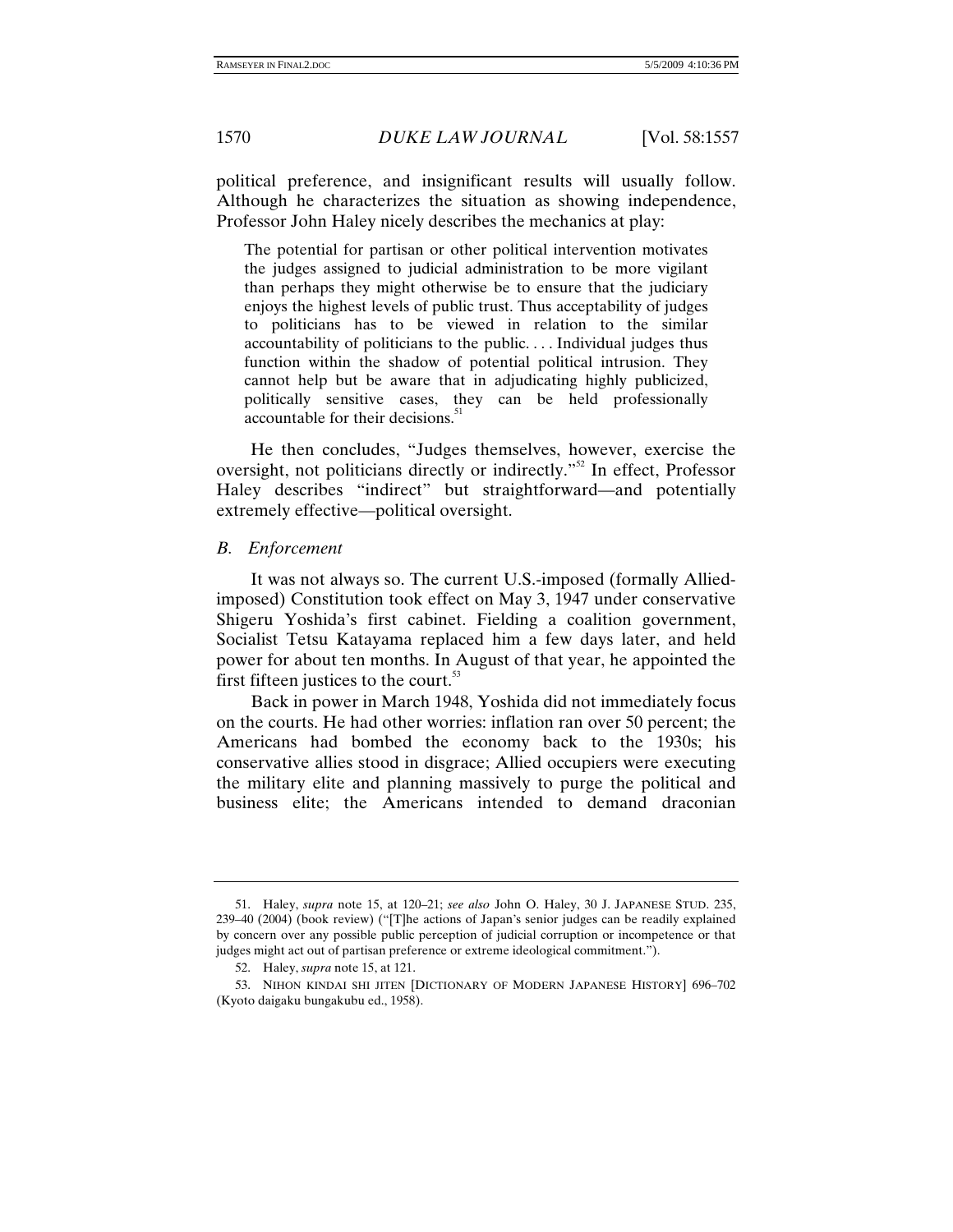political preference, and insignificant results will usually follow. Although he characterizes the situation as showing independence, Professor John Haley nicely describes the mechanics at play:

> The potential for partisan or other political intervention motivates the judges assigned to judicial administration to be more vigilant than perhaps they might otherwise be to ensure that the judiciary enjoys the highest levels of public trust. Thus acceptability of judges to politicians has to be viewed in relation to the similar accountability of politicians to the public. . . . Individual judges thus function within the shadow of potential political intrusion. They cannot help but be aware that in adjudicating highly publicized, politically sensitive cases, they can be held professionally accountable for their decisions.[51]

He then concludes, "Judges themselves, however, exercise the oversight, not politicians directly or indirectly."[52] In effect, Professor Haley describes "indirect" but straightforward—and potentially extremely effective—political oversight.

### *B. Enforcement*

It was not always so. The current U.S.-imposed (formally Allied-imposed) Constitution took effect on May 3, 1947 under conservative Shigeru Yoshida's first cabinet. Fielding a coalition government, Socialist Tetsu Katayama replaced him a few days later, and held power for about ten months. In August of that year, he appointed the first fifteen justices to the court.[53]

Back in power in March 1948, Yoshida did not immediately focus on the courts. He had other worries: inflation ran over 50 percent; the Americans had bombed the economy back to the 1930s; his conservative allies stood in disgrace; Allied occupiers were executing the military elite and planning massively to purge the political and business elite; the Americans intended to demand draconian

---

51. Haley, *supra* note 15, at 120–21; *see also* John O. Haley, 30 J. JAPANESE STUD. 235, 239–40 (2004) (book review) ("[T]he actions of Japan's senior judges can be readily explained by concern over any possible public perception of judicial corruption or incompetence or that judges might act out of partisan preference or extreme ideological commitment.").

52. Haley, *supra* note 15, at 121.

53. NIHON KINDAI SHI JITEN [DICTIONARY OF MODERN JAPANESE HISTORY] 696–702 (Kyoto daigaku bungakubu ed., 1958).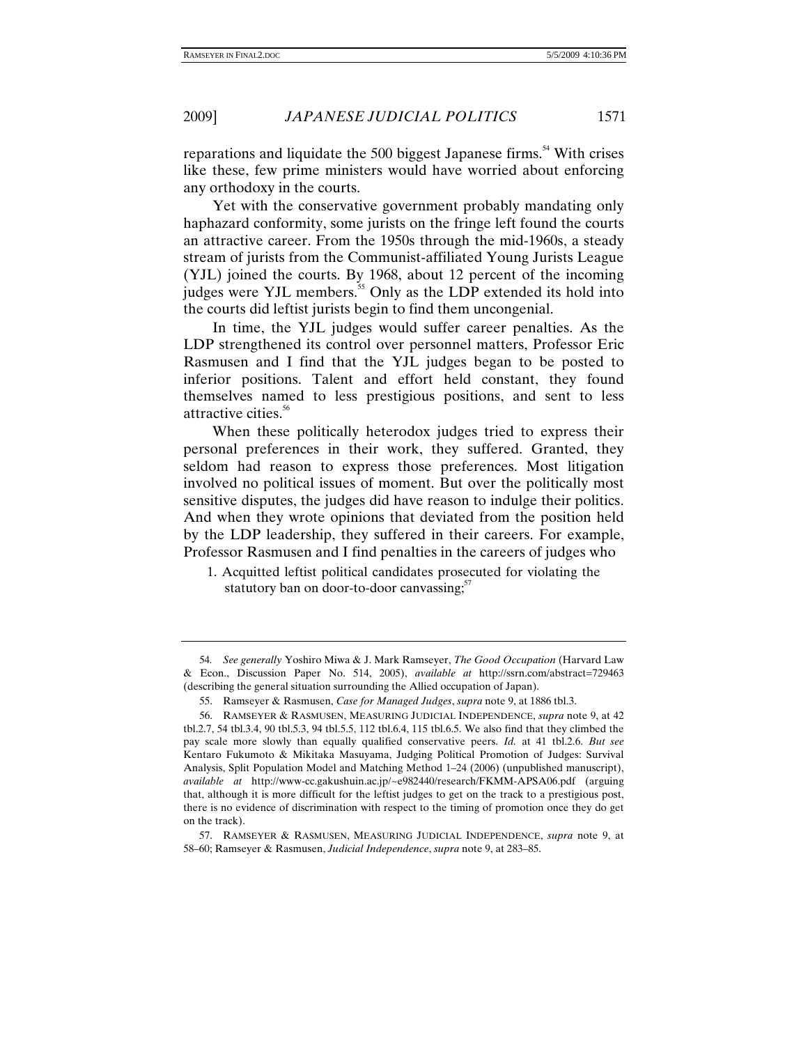reparations and liquidate the 500 biggest Japanese firms.[54] With crises like these, few prime ministers would have worried about enforcing any orthodoxy in the courts.

Yet with the conservative government probably mandating only haphazard conformity, some jurists on the fringe left found the courts an attractive career. From the 1950s through the mid-1960s, a steady stream of jurists from the Communist-affiliated Young Jurists League (YJL) joined the courts. By 1968, about 12 percent of the incoming judges were YJL members.[55] Only as the LDP extended its hold into the courts did leftist jurists begin to find them uncongenial.

In time, the YJL judges would suffer career penalties. As the LDP strengthened its control over personnel matters, Professor Eric Rasmusen and I find that the YJL judges began to be posted to inferior positions. Talent and effort held constant, they found themselves named to less prestigious positions, and sent to less attractive cities.[56]

When these politically heterodox judges tried to express their personal preferences in their work, they suffered. Granted, they seldom had reason to express those preferences. Most litigation involved no political issues of moment. But over the politically most sensitive disputes, the judges did have reason to indulge their politics. And when they wrote opinions that deviated from the position held by the LDP leadership, they suffered in their careers. For example, Professor Rasmusen and I find penalties in the careers of judges who

1. Acquitted leftist political candidates prosecuted for violating the statutory ban on door-to-door canvassing;[57]

---

54. *See generally* Yoshiro Miwa & J. Mark Ramseyer, *The Good Occupation* (Harvard Law & Econ., Discussion Paper No. 514, 2005), *available at* http://ssrn.com/abstract=729463 (describing the general situation surrounding the Allied occupation of Japan).

55. Ramseyer & Rasmusen, *Case for Managed Judges*, *supra* note 9, at 1886 tbl.3.

56. RAMSEYER & RASMUSEN, MEASURING JUDICIAL INDEPENDENCE, *supra* note 9, at 42 tbl.2.7, 54 tbl.3.4, 90 tbl.5.3, 94 tbl.5.5, 112 tbl.6.4, 115 tbl.6.5. We also find that they climbed the pay scale more slowly than equally qualified conservative peers. *Id.* at 41 tbl.2.6. *But see* Kentaro Fukumoto & Mikitaka Masuyama, Judging Political Promotion of Judges: Survival Analysis, Split Population Model and Matching Method 1–24 (2006) (unpublished manuscript), *available at* http://www-cc.gakushuin.ac.jp/~e982440/research/FKMM-APSA06.pdf (arguing that, although it is more difficult for the leftist judges to get on the track to a prestigious post, there is no evidence of discrimination with respect to the timing of promotion once they do get on the track).

57. RAMSEYER & RASMUSEN, MEASURING JUDICIAL INDEPENDENCE, *supra* note 9, at 58–60; Ramseyer & Rasmusen, *Judicial Independence*, *supra* note 9, at 283–85.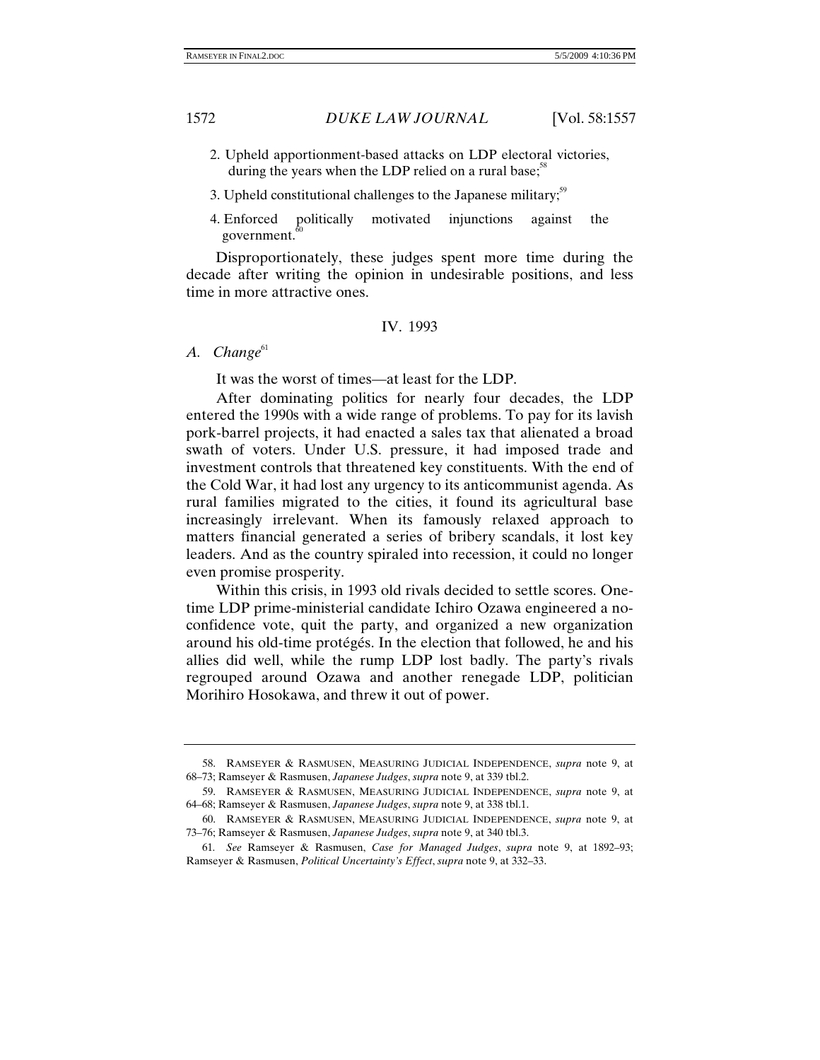2. Upheld apportionment-based attacks on LDP electoral victories, during the years when the LDP relied on a rural base;[58]

3. Upheld constitutional challenges to the Japanese military;[59]

4. Enforced politically motivated injunctions against the government.[60]

Disproportionately, these judges spent more time during the decade after writing the opinion in undesirable positions, and less time in more attractive ones.

## IV. 1993

### A. *Change*[61]

It was the worst of times—at least for the LDP.

After dominating politics for nearly four decades, the LDP entered the 1990s with a wide range of problems. To pay for its lavish pork-barrel projects, it had enacted a sales tax that alienated a broad swath of voters. Under U.S. pressure, it had imposed trade and investment controls that threatened key constituents. With the end of the Cold War, it had lost any urgency to its anticommunist agenda. As rural families migrated to the cities, it found its agricultural base increasingly irrelevant. When its famously relaxed approach to matters financial generated a series of bribery scandals, it lost key leaders. And as the country spiraled into recession, it could no longer even promise prosperity.

Within this crisis, in 1993 old rivals decided to settle scores. One-time LDP prime-ministerial candidate Ichiro Ozawa engineered a no-confidence vote, quit the party, and organized a new organization around his old-time protégés. In the election that followed, he and his allies did well, while the rump LDP lost badly. The party's rivals regrouped around Ozawa and another renegade LDP, politician Morihiro Hosokawa, and threw it out of power.

---

58. RAMSEYER & RASMUSEN, MEASURING JUDICIAL INDEPENDENCE, *supra* note 9, at 68–73; Ramseyer & Rasmusen, *Japanese Judges*, *supra* note 9, at 339 tbl.2.

59. RAMSEYER & RASMUSEN, MEASURING JUDICIAL INDEPENDENCE, *supra* note 9, at 64–68; Ramseyer & Rasmusen, *Japanese Judges*, *supra* note 9, at 338 tbl.1.

60. RAMSEYER & RASMUSEN, MEASURING JUDICIAL INDEPENDENCE, *supra* note 9, at 73–76; Ramseyer & Rasmusen, *Japanese Judges*, *supra* note 9, at 340 tbl.3.

61. *See* Ramseyer & Rasmusen, *Case for Managed Judges*, *supra* note 9, at 1892–93; Ramseyer & Rasmusen, *Political Uncertainty's Effect*, *supra* note 9, at 332–33.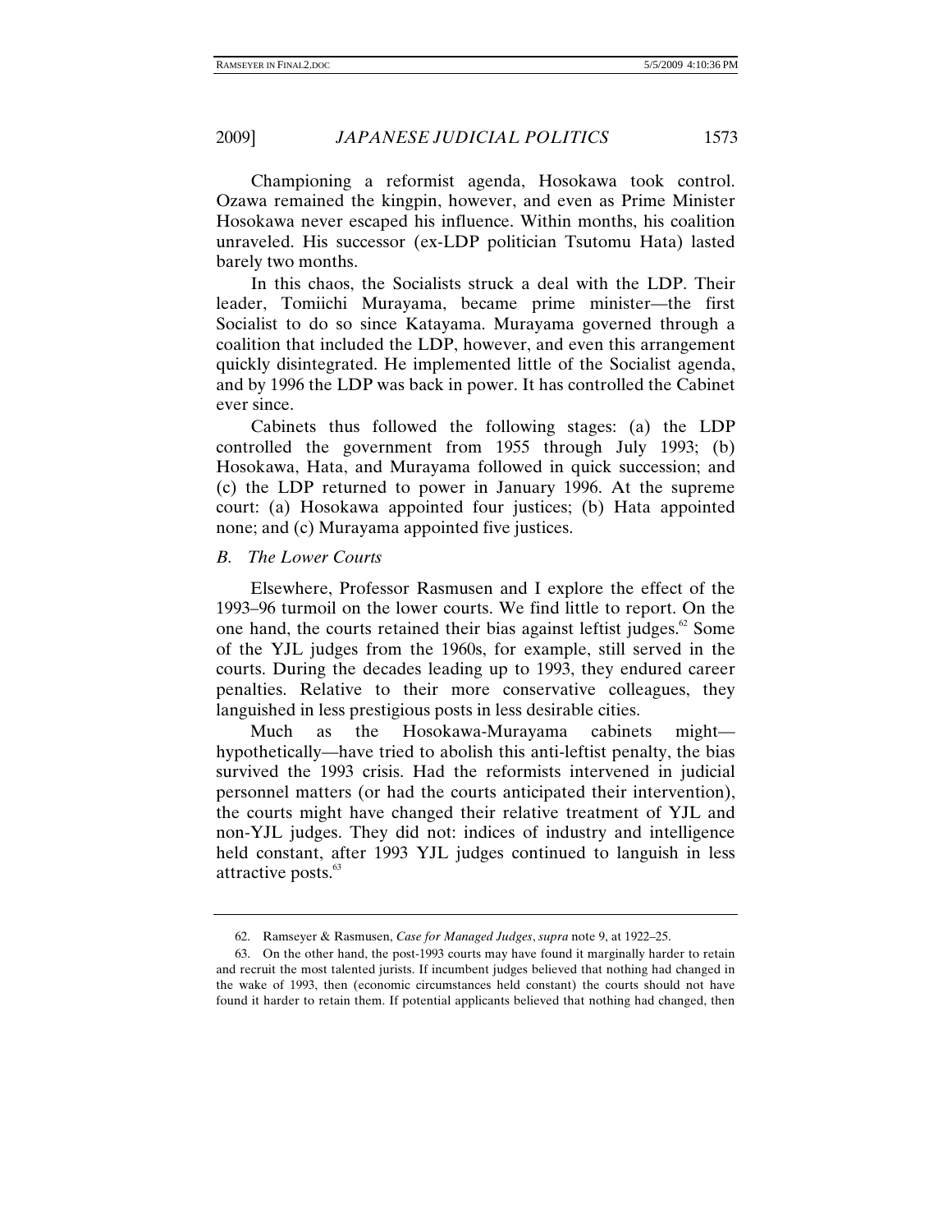Championing a reformist agenda, Hosokawa took control. Ozawa remained the kingpin, however, and even as Prime Minister Hosokawa never escaped his influence. Within months, his coalition unraveled. His successor (ex-LDP politician Tsutomu Hata) lasted barely two months.

In this chaos, the Socialists struck a deal with the LDP. Their leader, Tomiichi Murayama, became prime minister—the first Socialist to do so since Katayama. Murayama governed through a coalition that included the LDP, however, and even this arrangement quickly disintegrated. He implemented little of the Socialist agenda, and by 1996 the LDP was back in power. It has controlled the Cabinet ever since.

Cabinets thus followed the following stages: (a) the LDP controlled the government from 1955 through July 1993; (b) Hosokawa, Hata, and Murayama followed in quick succession; and (c) the LDP returned to power in January 1996. At the supreme court: (a) Hosokawa appointed four justices; (b) Hata appointed none; and (c) Murayama appointed five justices.

### *B. The Lower Courts*

Elsewhere, Professor Rasmusen and I explore the effect of the 1993–96 turmoil on the lower courts. We find little to report. On the one hand, the courts retained their bias against leftist judges.[62] Some of the YJL judges from the 1960s, for example, still served in the courts. During the decades leading up to 1993, they endured career penalties. Relative to their more conservative colleagues, they languished in less prestigious posts in less desirable cities.

Much as the Hosokawa-Murayama cabinets might—hypothetically—have tried to abolish this anti-leftist penalty, the bias survived the 1993 crisis. Had the reformists intervened in judicial personnel matters (or had the courts anticipated their intervention), the courts might have changed their relative treatment of YJL and non-YJL judges. They did not: indices of industry and intelligence held constant, after 1993 YJL judges continued to languish in less attractive posts.[63]

---

62. Ramseyer & Rasmusen, *Case for Managed Judges*, *supra* note 9, at 1922–25.

63. On the other hand, the post-1993 courts may have found it marginally harder to retain and recruit the most talented jurists. If incumbent judges believed that nothing had changed in the wake of 1993, then (economic circumstances held constant) the courts should not have found it harder to retain them. If potential applicants believed that nothing had changed, then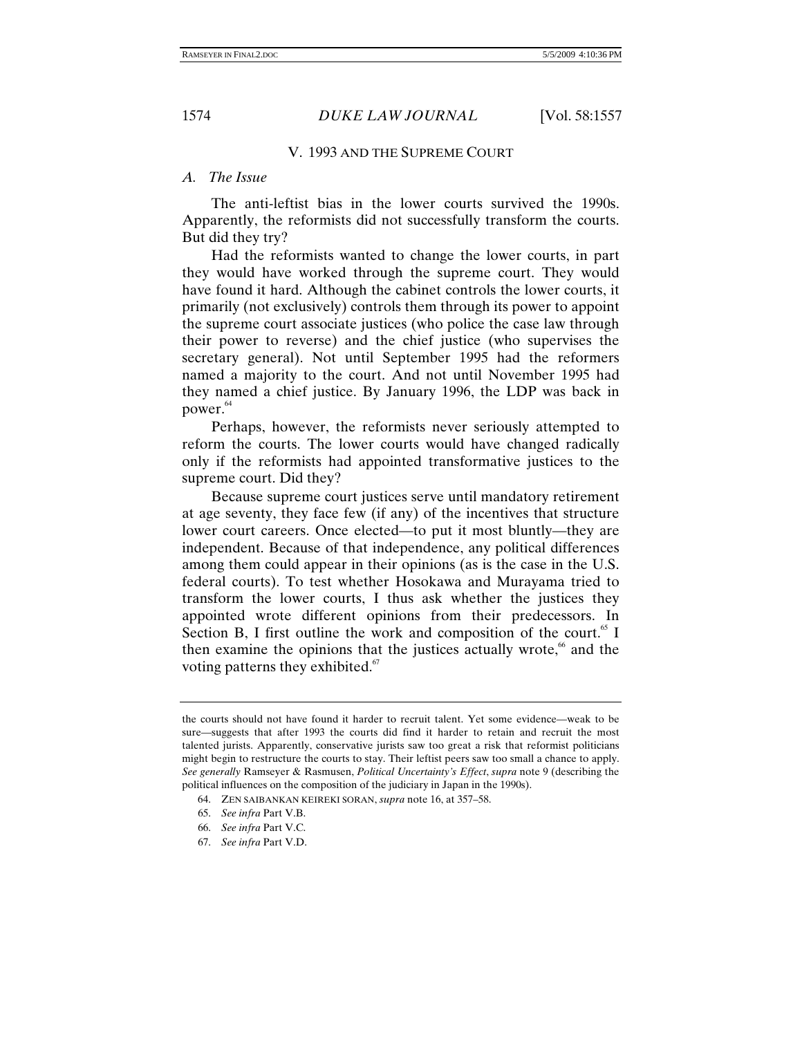## V. 1993 AND THE SUPREME COURT

### *A. The Issue*

The anti-leftist bias in the lower courts survived the 1990s. Apparently, the reformists did not successfully transform the courts. But did they try?

Had the reformists wanted to change the lower courts, in part they would have worked through the supreme court. They would have found it hard. Although the cabinet controls the lower courts, it primarily (not exclusively) controls them through its power to appoint the supreme court associate justices (who police the case law through their power to reverse) and the chief justice (who supervises the secretary general). Not until September 1995 had the reformers named a majority to the court. And not until November 1995 had they named a chief justice. By January 1996, the LDP was back in power.[64]

Perhaps, however, the reformists never seriously attempted to reform the courts. The lower courts would have changed radically only if the reformists had appointed transformative justices to the supreme court. Did they?

Because supreme court justices serve until mandatory retirement at age seventy, they face few (if any) of the incentives that structure lower court careers. Once elected—to put it most bluntly—they are independent. Because of that independence, any political differences among them could appear in their opinions (as is the case in the U.S. federal courts). To test whether Hosokawa and Murayama tried to transform the lower courts, I thus ask whether the justices they appointed wrote different opinions from their predecessors. In Section B, I first outline the work and composition of the court.[65] I then examine the opinions that the justices actually wrote,[66] and the voting patterns they exhibited.[67]

---

the courts should not have found it harder to recruit talent. Yet some evidence—weak to be sure—suggests that after 1993 the courts did find it harder to retain and recruit the most talented jurists. Apparently, conservative jurists saw too great a risk that reformist politicians might begin to restructure the courts to stay. Their leftist peers saw too small a chance to apply. *See generally* Ramseyer & Rasmusen, *Political Uncertainty's Effect*, *supra* note 9 (describing the political influences on the composition of the judiciary in Japan in the 1990s).

64. ZEN SAIBANKAN KEIREKI SORAN, *supra* note 16, at 357–58.

65. *See infra* Part V.B.

66. *See infra* Part V.C.

67. *See infra* Part V.D.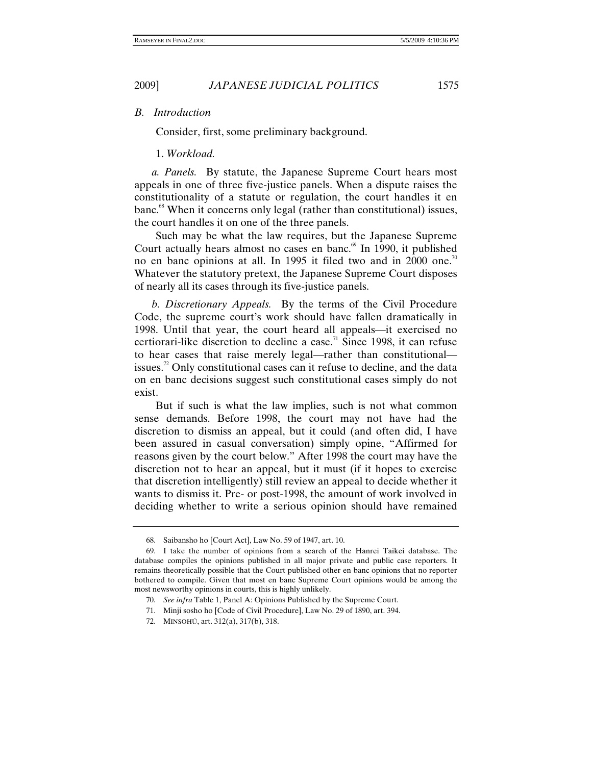### B. Introduction

Consider, first, some preliminary background.

1. *Workload.*

*a. Panels.* By statute, the Japanese Supreme Court hears most appeals in one of three five-justice panels. When a dispute raises the constitutionality of a statute or regulation, the court handles it en banc.[68] When it concerns only legal (rather than constitutional) issues, the court handles it on one of the three panels.

Such may be what the law requires, but the Japanese Supreme Court actually hears almost no cases en banc.[69] In 1990, it published no en banc opinions at all. In 1995 it filed two and in 2000 one.[70] Whatever the statutory pretext, the Japanese Supreme Court disposes of nearly all its cases through its five-justice panels.

*b. Discretionary Appeals.* By the terms of the Civil Procedure Code, the supreme court's work should have fallen dramatically in 1998. Until that year, the court heard all appeals—it exercised no certiorari-like discretion to decline a case.[71] Since 1998, it can refuse to hear cases that raise merely legal—rather than constitutional—issues.[72] Only constitutional cases can it refuse to decline, and the data on en banc decisions suggest such constitutional cases simply do not exist.

But if such is what the law implies, such is not what common sense demands. Before 1998, the court may not have had the discretion to dismiss an appeal, but it could (and often did, I have been assured in casual conversation) simply opine, "Affirmed for reasons given by the court below." After 1998 the court may have the discretion not to hear an appeal, but it must (if it hopes to exercise that discretion intelligently) still review an appeal to decide whether it wants to dismiss it. Pre- or post-1998, the amount of work involved in deciding whether to write a serious opinion should have remained

---

68. Saibansho ho [Court Act], Law No. 59 of 1947, art. 10.

69. I take the number of opinions from a search of the Hanrei Taikei database. The database compiles the opinions published in all major private and public case reporters. It remains theoretically possible that the Court published other en banc opinions that no reporter bothered to compile. Given that most en banc Supreme Court opinions would be among the most newsworthy opinions in courts, this is highly unlikely.

70. *See infra* Table 1, Panel A: Opinions Published by the Supreme Court.

71. Minji sosho ho [Code of Civil Procedure], Law No. 29 of 1890, art. 394.

72. MINSOHÚ, art. 312(a), 317(b), 318.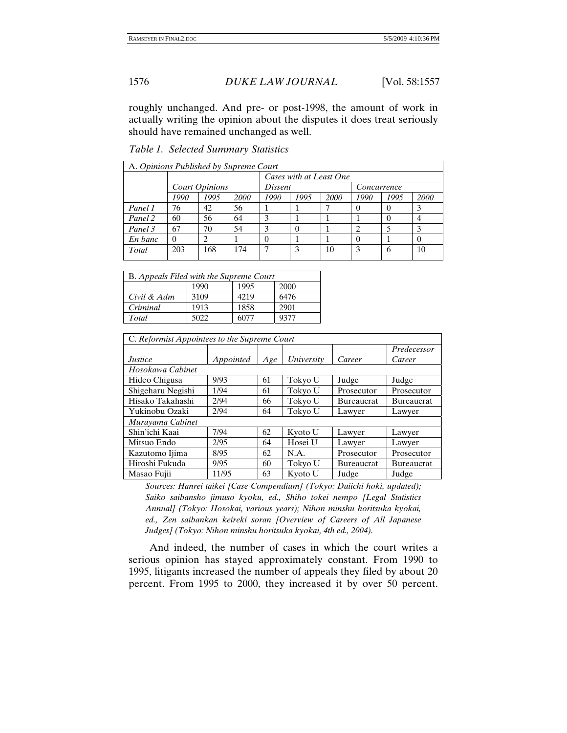roughly unchanged. And pre- or post-1998, the amount of work in actually writing the opinion about the disputes it does treat seriously should have remained unchanged as well.

*Table 1. Selected Summary Statistics*

| A. *Opinions Published by Supreme Court* | | | | | | | | | |
|---|---|---|---|---|---|---|---|---|---|
| | | | | *Cases with at Least One* | | | | | |
| | *Court Opinions* | | | *Dissent* | | | *Concurrence* | | |
| | *1990* | *1995* | *2000* | *1990* | *1995* | *2000* | *1990* | *1995* | *2000* |
| *Panel 1* | 76 | 42 | 56 | 1 | 1 | 7 | 0 | 0 | 3 |
| *Panel 2* | 60 | 56 | 64 | 3 | 1 | 1 | 1 | 0 | 4 |
| *Panel 3* | 67 | 70 | 54 | 3 | 0 | 1 | 2 | 5 | 3 |
| *En banc* | 0 | 2 | 1 | 0 | 1 | 1 | 0 | 1 | 0 |
| *Total* | 203 | 168 | 174 | 7 | 3 | 10 | 3 | 6 | 10 |

| B. *Appeals Filed with the Supreme Court* | | | |
|---|---|---|---|
| | 1990 | 1995 | 2000 |
| *Civil & Adm* | 3109 | 4219 | 6476 |
| *Criminal* | 1913 | 1858 | 2901 |
| *Total* | 5022 | 6077 | 9377 |

| C. *Reformist Appointees to the Supreme Court* | | | | | |
|---|---|---|---|---|---|
| *Justice* | *Appointed* | *Age* | *University* | *Career* | *Predecessor Career* |
| *Hosokawa Cabinet* | | | | | |
| Hideo Chigusa | 9/93 | 61 | Tokyo U | Judge | Judge |
| Shigeharu Negishi | 1/94 | 61 | Tokyo U | Prosecutor | Prosecutor |
| Hisako Takahashi | 2/94 | 66 | Tokyo U | Bureaucrat | Bureaucrat |
| Yukinobu Ozaki | 2/94 | 64 | Tokyo U | Lawyer | Lawyer |
| *Murayama Cabinet* | | | | | |
| Shin'ichi Kaai | 7/94 | 62 | Kyoto U | Lawyer | Lawyer |
| Mitsuo Endo | 2/95 | 64 | Hosei U | Lawyer | Lawyer |
| Kazutomo Ijima | 8/95 | 62 | N.A. | Prosecutor | Prosecutor |
| Hiroshi Fukuda | 9/95 | 60 | Tokyo U | Bureaucrat | Bureaucrat |
| Masao Fujii | 11/95 | 63 | Kyoto U | Judge | Judge |

*Sources: Hanrei taikei [Case Compendium] (Tokyo: Daiichi hoki, updated); Saiko saibansho jimuso kyoku, ed., Shiho tokei nempo [Legal Statistics Annual] (Tokyo: Hosokai, various years); Nihon minshu horitsuka kyokai, ed., Zen saibankan keireki soran [Overview of Careers of All Japanese Judges] (Tokyo: Nihon minshu horitsuka kyokai, 4th ed., 2004).*

And indeed, the number of cases in which the court writes a serious opinion has stayed approximately constant. From 1990 to 1995, litigants increased the number of appeals they filed by about 20 percent. From 1995 to 2000, they increased it by over 50 percent.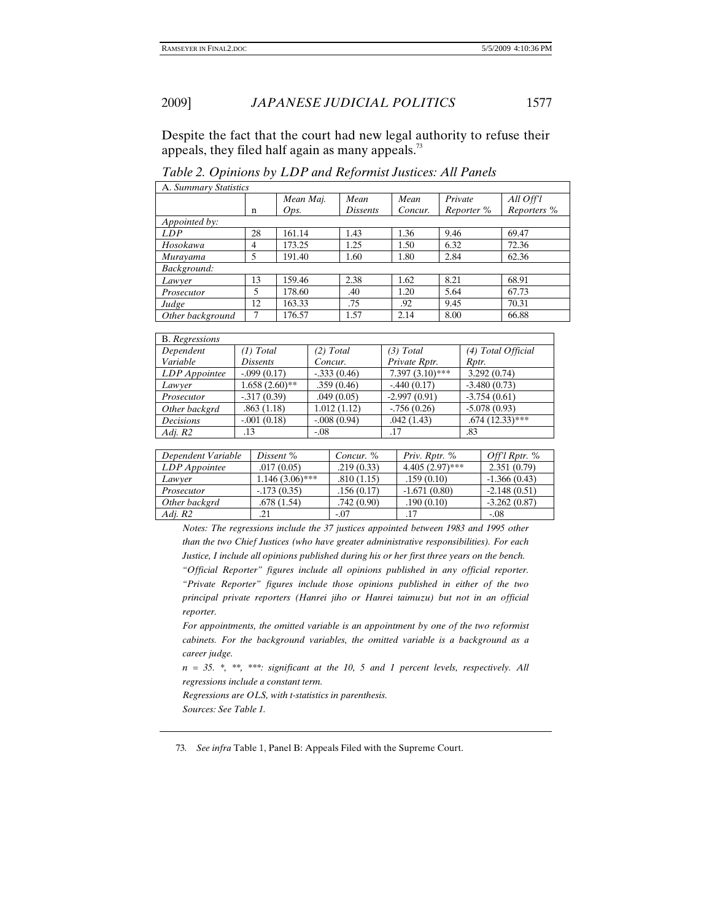Despite the fact that the court had new legal authority to refuse their appeals, they filed half again as many appeals.[73]

*Table 2. Opinions by LDP and Reformist Justices: All Panels*

| A. *Summary Statistics* | | | | | | |
|---|---|---|---|---|---|---|
| | n | *Mean Maj. Ops.* | *Mean Dissents* | *Mean Concur.* | *Private Reporter %* | *All Off'l Reporters %* |
| *Appointed by:* | | | | | | |
| *LDP* | 28 | 161.14 | 1.43 | 1.36 | 9.46 | 69.47 |
| *Hosokawa* | 4 | 173.25 | 1.25 | 1.50 | 6.32 | 72.36 |
| *Murayama* | 5 | 191.40 | 1.60 | 1.80 | 2.84 | 62.36 |
| *Background:* | | | | | | |
| *Lawyer* | 13 | 159.46 | 2.38 | 1.62 | 8.21 | 68.91 |
| *Prosecutor* | 5 | 178.60 | .40 | 1.20 | 5.64 | 67.73 |
| *Judge* | 12 | 163.33 | .75 | .92 | 9.45 | 70.31 |
| *Other background* | 7 | 176.57 | 1.57 | 2.14 | 8.00 | 66.88 |

| B. *Regressions* | | | | |
|---|---|---|---|---|
| *Dependent Variable* | *(1) Total Dissents* | *(2) Total Concur.* | *(3) Total Private Rptr.* | *(4) Total Official Rptr.* |
| *LDP Appointee* | -.099 (0.17) | -.333 (0.46) | 7.397 (3.10)*** | 3.292 (0.74) |
| *Lawyer* | 1.658 (2.60)** | .359 (0.46) | -.440 (0.17) | -3.480 (0.73) |
| *Prosecutor* | -.317 (0.39) | .049 (0.05) | -2.997 (0.91) | -3.754 (0.61) |
| *Other backgrd* | .863 (1.18) | 1.012 (1.12) | -.756 (0.26) | -5.078 (0.93) |
| *Decisions* | -.001 (0.18) | -.008 (0.94) | .042 (1.43) | .674 (12.33)*** |
| *Adj. R2* | .13 | -.08 | .17 | .83 |

| *Dependent Variable* | *Dissent %* | *Concur. %* | *Priv. Rptr. %* | *Off'l Rptr. %* |
|---|---|---|---|---|
| *LDP Appointee* | .017 (0.05) | .219 (0.33) | 4.405 (2.97)*** | 2.351 (0.79) |
| *Lawyer* | 1.146 (3.06)*** | .810 (1.15) | .159 (0.10) | -1.366 (0.43) |
| *Prosecutor* | -.173 (0.35) | .156 (0.17) | -1.671 (0.80) | -2.148 (0.51) |
| *Other backgrd* | .678 (1.54) | .742 (0.90) | .190 (0.10) | -3.262 (0.87) |
| *Adj. R2* | .21 | -.07 | .17 | -.08 |

*Notes: The regressions include the 37 justices appointed between 1983 and 1995 other than the two Chief Justices (who have greater administrative responsibilities). For each Justice, I include all opinions published during his or her first three years on the bench.*

*"Official Reporter" figures include all opinions published in any official reporter. "Private Reporter" figures include those opinions published in either of the two principal private reporters (Hanrei jiho or Hanrei taimuzu) but not in an official reporter.*

*For appointments, the omitted variable is an appointment by one of the two reformist cabinets. For the background variables, the omitted variable is a background as a career judge.*

*n = 35. *, **, ***: significant at the 10, 5 and 1 percent levels, respectively. All regressions include a constant term.*

*Regressions are OLS, with t-statistics in parenthesis.*

*Sources: See Table 1.*

73. *See infra* Table 1, Panel B: Appeals Filed with the Supreme Court.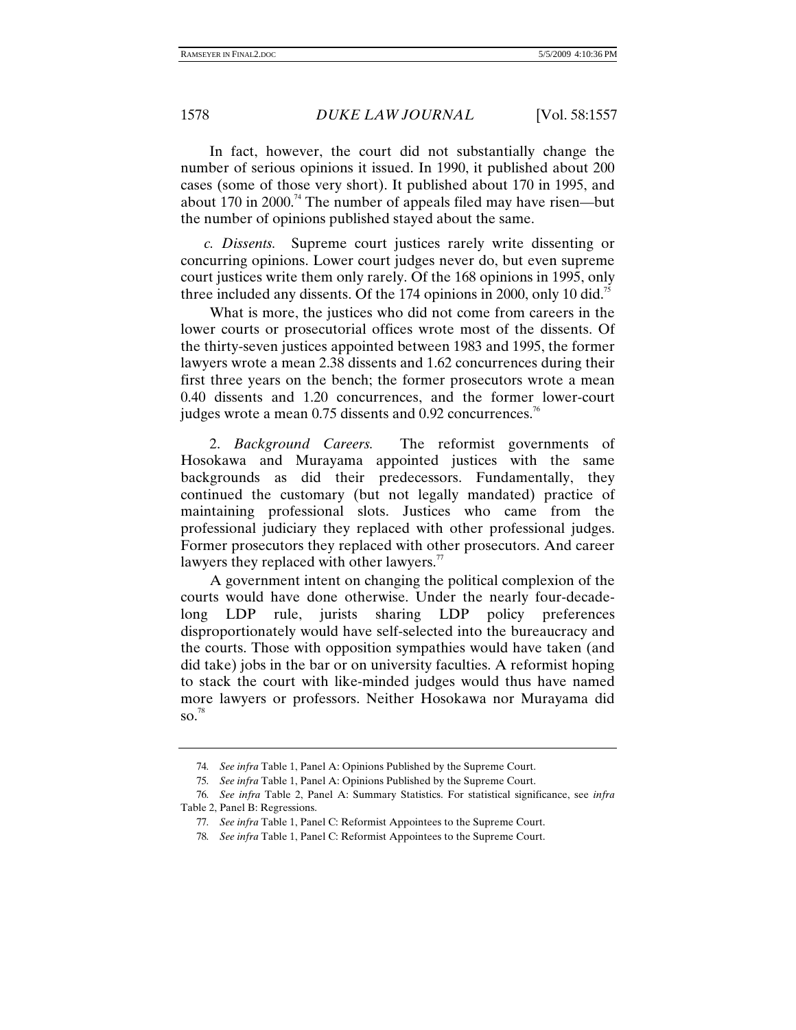In fact, however, the court did not substantially change the number of serious opinions it issued. In 1990, it published about 200 cases (some of those very short). It published about 170 in 1995, and about 170 in 2000.[74] The number of appeals filed may have risen—but the number of opinions published stayed about the same.

*c. Dissents.* Supreme court justices rarely write dissenting or concurring opinions. Lower court judges never do, but even supreme court justices write them only rarely. Of the 168 opinions in 1995, only three included any dissents. Of the 174 opinions in 2000, only 10 did.[75]

What is more, the justices who did not come from careers in the lower courts or prosecutorial offices wrote most of the dissents. Of the thirty-seven justices appointed between 1983 and 1995, the former lawyers wrote a mean 2.38 dissents and 1.62 concurrences during their first three years on the bench; the former prosecutors wrote a mean 0.40 dissents and 1.20 concurrences, and the former lower-court judges wrote a mean 0.75 dissents and 0.92 concurrences.[76]

2. *Background Careers.* The reformist governments of Hosokawa and Murayama appointed justices with the same backgrounds as did their predecessors. Fundamentally, they continued the customary (but not legally mandated) practice of maintaining professional slots. Justices who came from the professional judiciary they replaced with other professional judges. Former prosecutors they replaced with other prosecutors. And career lawyers they replaced with other lawyers.[77]

A government intent on changing the political complexion of the courts would have done otherwise. Under the nearly four-decade-long LDP rule, jurists sharing LDP policy preferences disproportionately would have self-selected into the bureaucracy and the courts. Those with opposition sympathies would have taken (and did take) jobs in the bar or on university faculties. A reformist hoping to stack the court with like-minded judges would thus have named more lawyers or professors. Neither Hosokawa nor Murayama did so.[78]

---

74. *See infra* Table 1, Panel A: Opinions Published by the Supreme Court.

75. *See infra* Table 1, Panel A: Opinions Published by the Supreme Court.

76. *See infra* Table 2, Panel A: Summary Statistics. For statistical significance, see *infra* Table 2, Panel B: Regressions.

77. *See infra* Table 1, Panel C: Reformist Appointees to the Supreme Court.

78. *See infra* Table 1, Panel C: Reformist Appointees to the Supreme Court.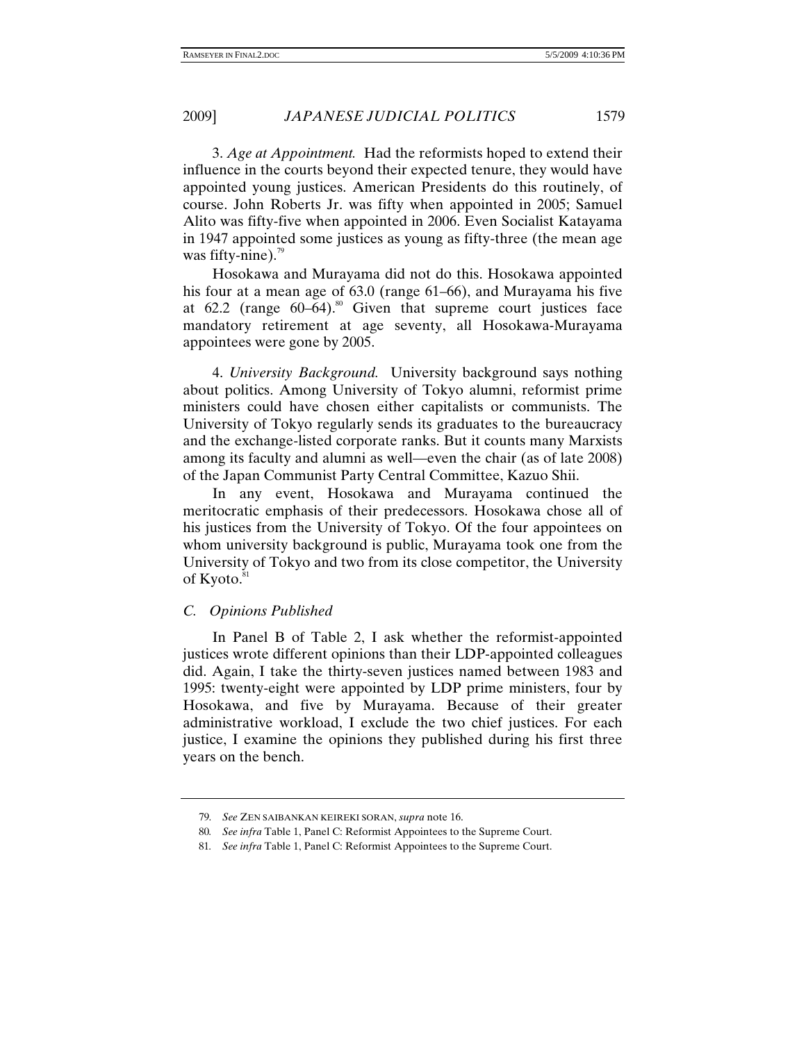3. *Age at Appointment.* Had the reformists hoped to extend their influence in the courts beyond their expected tenure, they would have appointed young justices. American Presidents do this routinely, of course. John Roberts Jr. was fifty when appointed in 2005; Samuel Alito was fifty-five when appointed in 2006. Even Socialist Katayama in 1947 appointed some justices as young as fifty-three (the mean age was fifty-nine).[79]

Hosokawa and Murayama did not do this. Hosokawa appointed his four at a mean age of 63.0 (range 61–66), and Murayama his five at 62.2 (range 60–64).[80] Given that supreme court justices face mandatory retirement at age seventy, all Hosokawa-Murayama appointees were gone by 2005.

4. *University Background.* University background says nothing about politics. Among University of Tokyo alumni, reformist prime ministers could have chosen either capitalists or communists. The University of Tokyo regularly sends its graduates to the bureaucracy and the exchange-listed corporate ranks. But it counts many Marxists among its faculty and alumni as well—even the chair (as of late 2008) of the Japan Communist Party Central Committee, Kazuo Shii.

In any event, Hosokawa and Murayama continued the meritocratic emphasis of their predecessors. Hosokawa chose all of his justices from the University of Tokyo. Of the four appointees on whom university background is public, Murayama took one from the University of Tokyo and two from its close competitor, the University of Kyoto.[81]

### *C. Opinions Published*

In Panel B of Table 2, I ask whether the reformist-appointed justices wrote different opinions than their LDP-appointed colleagues did. Again, I take the thirty-seven justices named between 1983 and 1995: twenty-eight were appointed by LDP prime ministers, four by Hosokawa, and five by Murayama. Because of their greater administrative workload, I exclude the two chief justices. For each justice, I examine the opinions they published during his first three years on the bench.

---

79. *See* ZEN SAIBANKAN KEIREKI SORAN, *supra* note 16.

80. *See infra* Table 1, Panel C: Reformist Appointees to the Supreme Court.

81. *See infra* Table 1, Panel C: Reformist Appointees to the Supreme Court.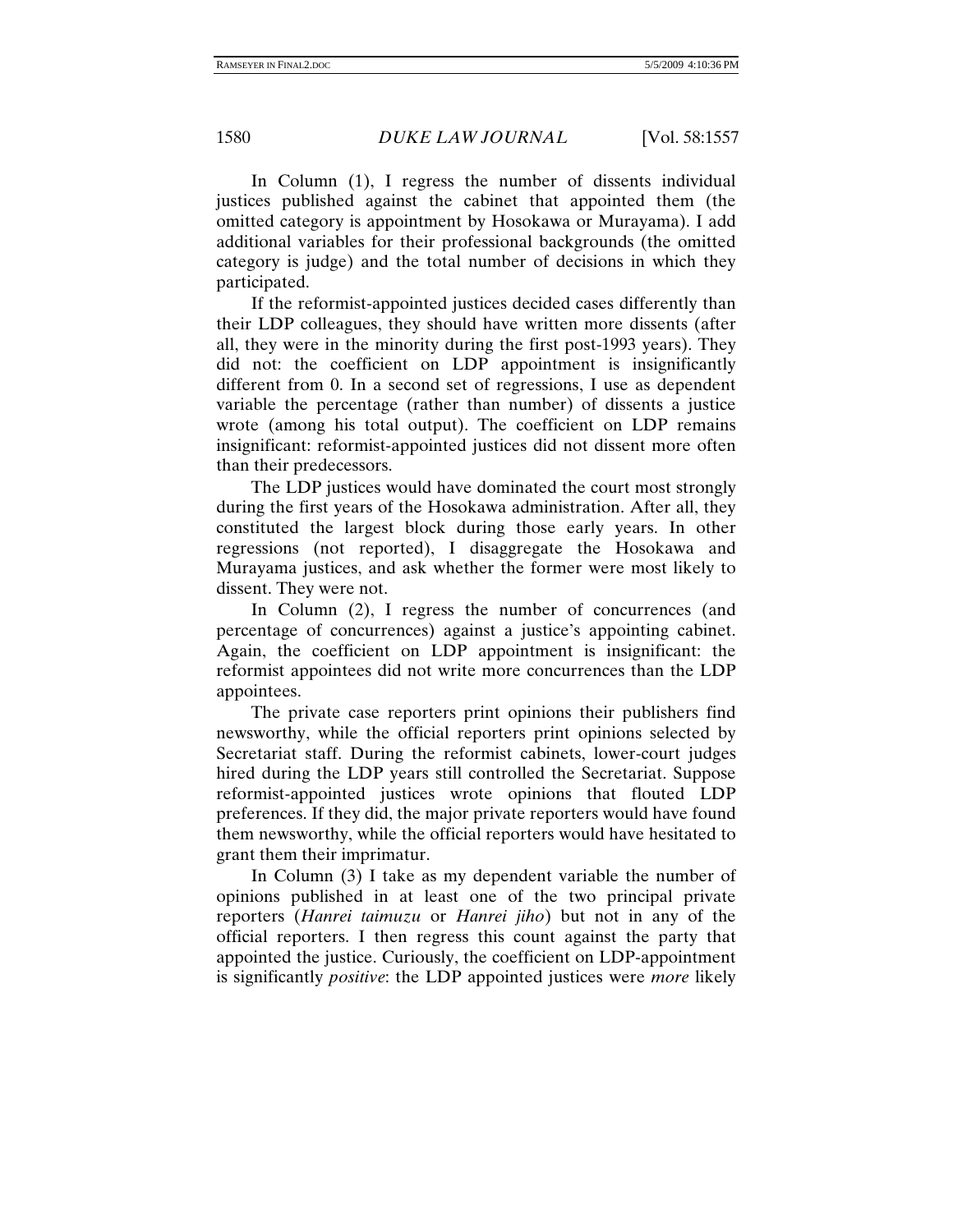In Column (1), I regress the number of dissents individual justices published against the cabinet that appointed them (the omitted category is appointment by Hosokawa or Murayama). I add additional variables for their professional backgrounds (the omitted category is judge) and the total number of decisions in which they participated.

If the reformist-appointed justices decided cases differently than their LDP colleagues, they should have written more dissents (after all, they were in the minority during the first post-1993 years). They did not: the coefficient on LDP appointment is insignificantly different from 0. In a second set of regressions, I use as dependent variable the percentage (rather than number) of dissents a justice wrote (among his total output). The coefficient on LDP remains insignificant: reformist-appointed justices did not dissent more often than their predecessors.

The LDP justices would have dominated the court most strongly during the first years of the Hosokawa administration. After all, they constituted the largest block during those early years. In other regressions (not reported), I disaggregate the Hosokawa and Murayama justices, and ask whether the former were most likely to dissent. They were not.

In Column (2), I regress the number of concurrences (and percentage of concurrences) against a justice's appointing cabinet. Again, the coefficient on LDP appointment is insignificant: the reformist appointees did not write more concurrences than the LDP appointees.

The private case reporters print opinions their publishers find newsworthy, while the official reporters print opinions selected by Secretariat staff. During the reformist cabinets, lower-court judges hired during the LDP years still controlled the Secretariat. Suppose reformist-appointed justices wrote opinions that flouted LDP preferences. If they did, the major private reporters would have found them newsworthy, while the official reporters would have hesitated to grant them their imprimatur.

In Column (3) I take as my dependent variable the number of opinions published in at least one of the two principal private reporters (*Hanrei taimuzu* or *Hanrei jiho*) but not in any of the official reporters. I then regress this count against the party that appointed the justice. Curiously, the coefficient on LDP-appointment is significantly *positive*: the LDP appointed justices were *more* likely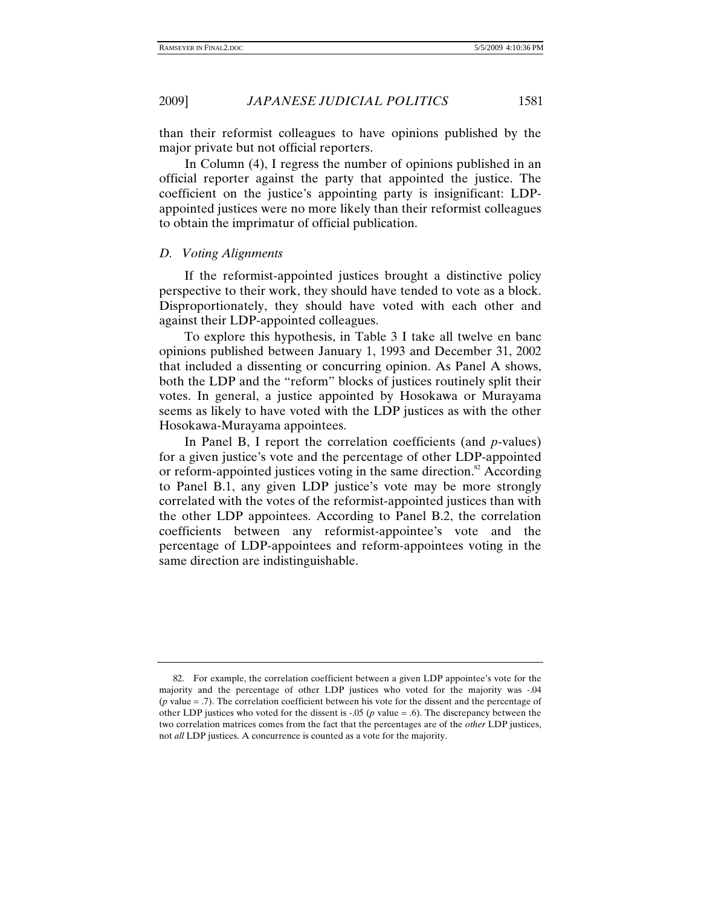than their reformist colleagues to have opinions published by the major private but not official reporters.

In Column (4), I regress the number of opinions published in an official reporter against the party that appointed the justice. The coefficient on the justice's appointing party is insignificant: LDP-appointed justices were no more likely than their reformist colleagues to obtain the imprimatur of official publication.

### D. Voting Alignments

If the reformist-appointed justices brought a distinctive policy perspective to their work, they should have tended to vote as a block. Disproportionately, they should have voted with each other and against their LDP-appointed colleagues.

To explore this hypothesis, in Table 3 I take all twelve en banc opinions published between January 1, 1993 and December 31, 2002 that included a dissenting or concurring opinion. As Panel A shows, both the LDP and the "reform" blocks of justices routinely split their votes. In general, a justice appointed by Hosokawa or Murayama seems as likely to have voted with the LDP justices as with the other Hosokawa-Murayama appointees.

In Panel B, I report the correlation coefficients (and *p*-values) for a given justice's vote and the percentage of other LDP-appointed or reform-appointed justices voting in the same direction.[82] According to Panel B.1, any given LDP justice's vote may be more strongly correlated with the votes of the reformist-appointed justices than with the other LDP appointees. According to Panel B.2, the correlation coefficients between any reformist-appointee's vote and the percentage of LDP-appointees and reform-appointees voting in the same direction are indistinguishable.

---

82. For example, the correlation coefficient between a given LDP appointee's vote for the majority and the percentage of other LDP justices who voted for the majority was -.04 (*p* value = .7). The correlation coefficient between his vote for the dissent and the percentage of other LDP justices who voted for the dissent is -.05 (*p* value = .6). The discrepancy between the two correlation matrices comes from the fact that the percentages are of the *other* LDP justices, not *all* LDP justices. A concurrence is counted as a vote for the majority.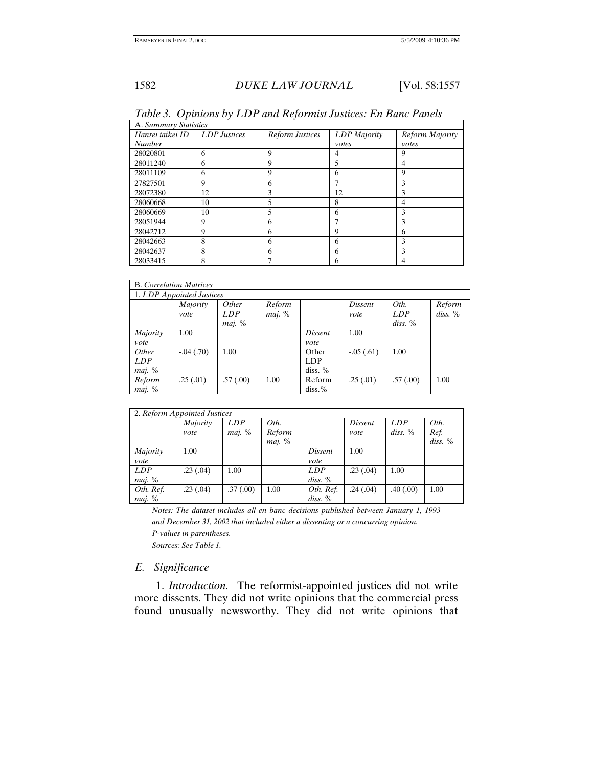*Table 3. Opinions by LDP and Reformist Justices: En Banc Panels*

| A. *Summary Statistics* | | | | |
|---|---|---|---|---|
| *Hanrei taikei ID Number* | *LDP Justices* | *Reform Justices* | *LDP Majority votes* | *Reform Majority votes* |
| 28020801 | 6 | 9 | 4 | 9 |
| 28011240 | 6 | 9 | 5 | 4 |
| 28011109 | 6 | 9 | 6 | 9 |
| 27827501 | 9 | 6 | 7 | 3 |
| 28072380 | 12 | 3 | 12 | 3 |
| 28060668 | 10 | 5 | 8 | 4 |
| 28060669 | 10 | 5 | 6 | 3 |
| 28051944 | 9 | 6 | 7 | 3 |
| 28042712 | 9 | 6 | 9 | 6 |
| 28042663 | 8 | 6 | 6 | 3 |
| 28042637 | 8 | 6 | 6 | 3 |
| 28033415 | 8 | 7 | 6 | 4 |

| B. *Correlation Matrices* | | | | | | | |
|---|---|---|---|---|---|---|---|
| 1. *LDP Appointed Justices* | | | | | | | |
| | *Majority vote* | *Other LDP maj. %* | *Reform maj. %* | | *Dissent vote* | *Oth. LDP diss. %* | *Reform diss. %* |
| *Majority vote* | 1.00 | | | *Dissent vote* | 1.00 | | |
| *Other LDP maj. %* | -.04 (.70) | 1.00 | | Other LDP diss. % | -.05 (.61) | 1.00 | |
| *Reform maj. %* | .25 (.01) | .57 (.00) | 1.00 | Reform diss.% | .25 (.01) | .57 (.00) | 1.00 |

| 2. *Reform Appointed Justices* | | | | | | | |
|---|---|---|---|---|---|---|---|
| | *Majority vote* | *LDP maj. %* | *Oth. Reform maj. %* | | *Dissent vote* | *LDP diss. %* | *Oth. Ref. diss. %* |
| *Majority vote* | 1.00 | | | *Dissent vote* | 1.00 | | |
| *LDP maj. %* | .23 (.04) | 1.00 | | *LDP diss. %* | .23 (.04) | 1.00 | |
| *Oth. Ref. maj. %* | .23 (.04) | .37 (.00) | 1.00 | *Oth. Ref. diss. %* | .24 (.04) | .40 (.00) | 1.00 |

*Notes: The dataset includes all en banc decisions published between January 1, 1993 and December 31, 2002 that included either a dissenting or a concurring opinion.*

*P-values in parentheses.*

*Sources: See Table 1.*

## *E. Significance*

1. *Introduction.* The reformist-appointed justices did not write more dissents. They did not write opinions that the commercial press found unusually newsworthy. They did not write opinions that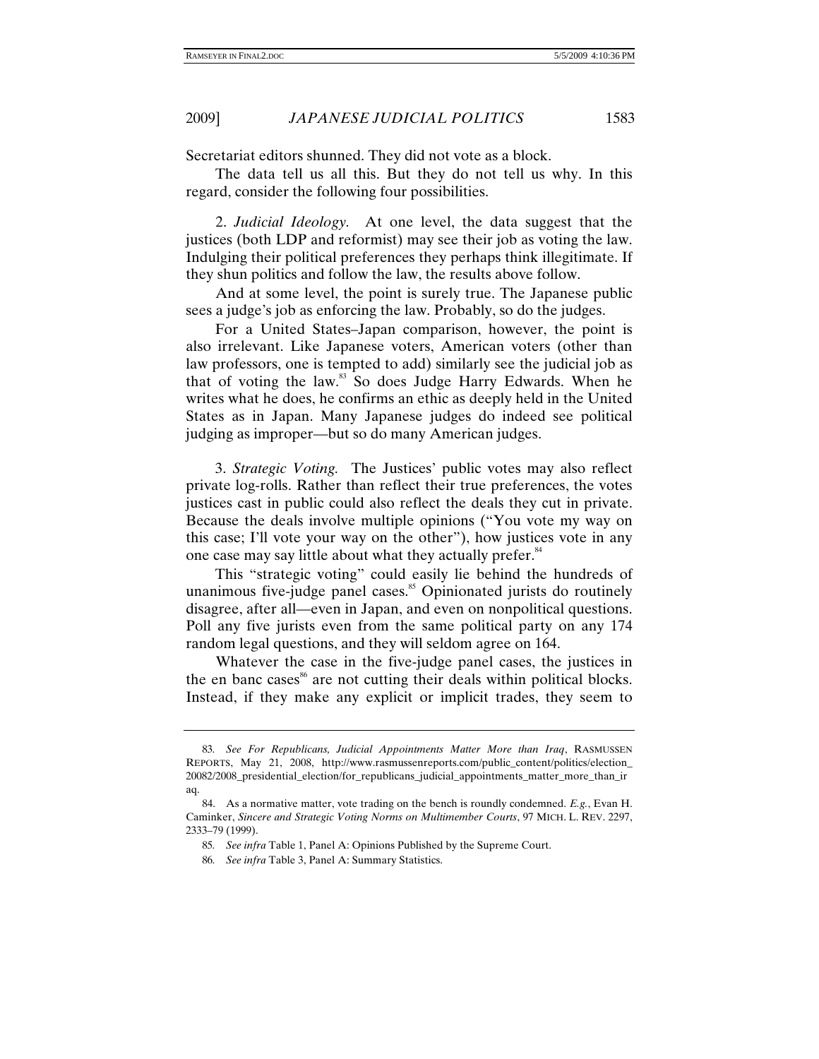Secretariat editors shunned. They did not vote as a block.

The data tell us all this. But they do not tell us why. In this regard, consider the following four possibilities.

2. *Judicial Ideology.* At one level, the data suggest that the justices (both LDP and reformist) may see their job as voting the law. Indulging their political preferences they perhaps think illegitimate. If they shun politics and follow the law, the results above follow.

And at some level, the point is surely true. The Japanese public sees a judge's job as enforcing the law. Probably, so do the judges.

For a United States–Japan comparison, however, the point is also irrelevant. Like Japanese voters, American voters (other than law professors, one is tempted to add) similarly see the judicial job as that of voting the law.[83] So does Judge Harry Edwards. When he writes what he does, he confirms an ethic as deeply held in the United States as in Japan. Many Japanese judges do indeed see political judging as improper—but so do many American judges.

3. *Strategic Voting.* The Justices' public votes may also reflect private log-rolls. Rather than reflect their true preferences, the votes justices cast in public could also reflect the deals they cut in private. Because the deals involve multiple opinions ("You vote my way on this case; I'll vote your way on the other"), how justices vote in any one case may say little about what they actually prefer.[84]

This "strategic voting" could easily lie behind the hundreds of unanimous five-judge panel cases.[85] Opinionated jurists do routinely disagree, after all—even in Japan, and even on nonpolitical questions. Poll any five jurists even from the same political party on any 174 random legal questions, and they will seldom agree on 164.

Whatever the case in the five-judge panel cases, the justices in the en banc cases[86] are not cutting their deals within political blocks. Instead, if they make any explicit or implicit trades, they seem to

---

83. *See For Republicans, Judicial Appointments Matter More than Iraq*, RASMUSSEN REPORTS, May 21, 2008, http://www.rasmussenreports.com/public_content/politics/election_20082/2008_presidential_election/for_republicans_judicial_appointments_matter_more_than_iraq.

84. As a normative matter, vote trading on the bench is roundly condemned. *E.g.*, Evan H. Caminker, *Sincere and Strategic Voting Norms on Multimember Courts*, 97 MICH. L. REV. 2297, 2333–79 (1999).

85. *See infra* Table 1, Panel A: Opinions Published by the Supreme Court.

86. *See infra* Table 3, Panel A: Summary Statistics.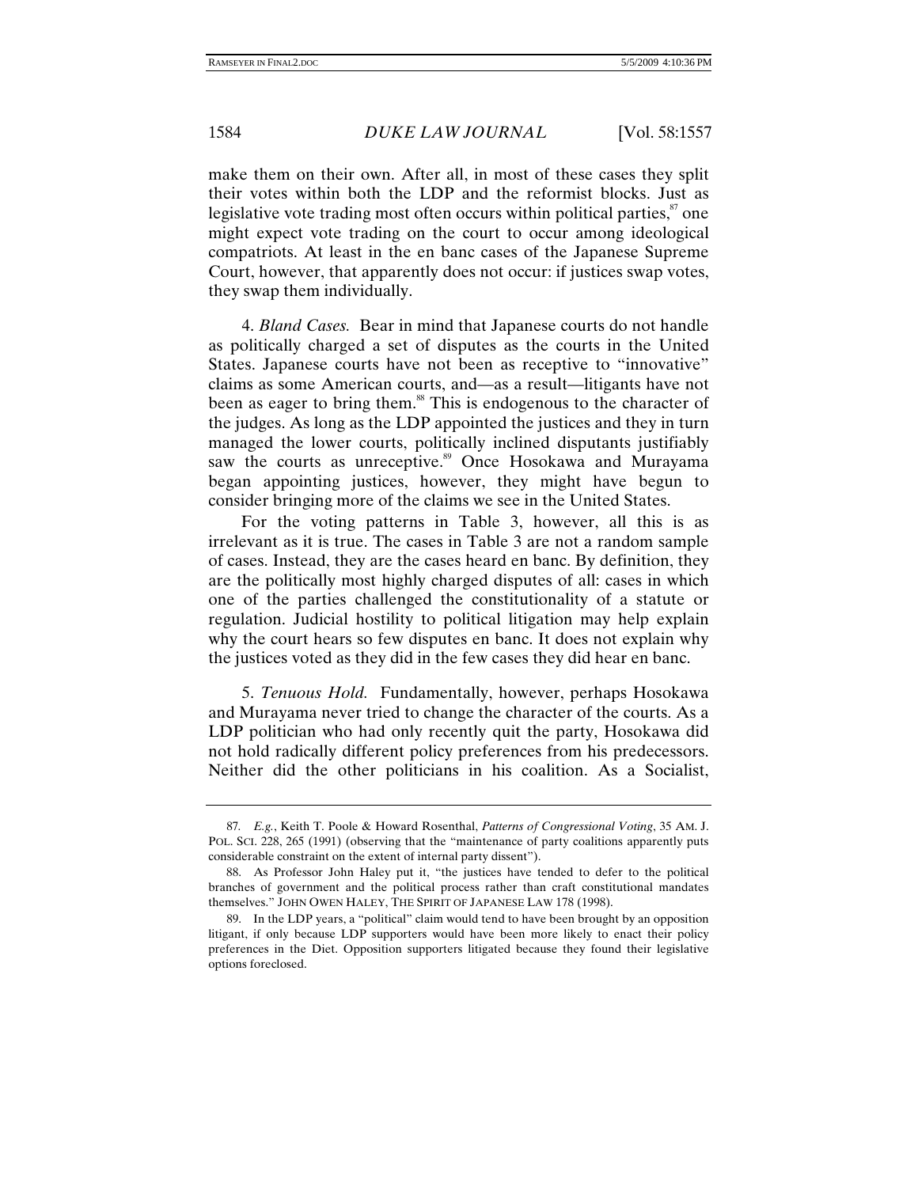make them on their own. After all, in most of these cases they split their votes within both the LDP and the reformist blocks. Just as legislative vote trading most often occurs within political parties,[87] one might expect vote trading on the court to occur among ideological compatriots. At least in the en banc cases of the Japanese Supreme Court, however, that apparently does not occur: if justices swap votes, they swap them individually.

4. *Bland Cases.* Bear in mind that Japanese courts do not handle as politically charged a set of disputes as the courts in the United States. Japanese courts have not been as receptive to "innovative" claims as some American courts, and—as a result—litigants have not been as eager to bring them.[88] This is endogenous to the character of the judges. As long as the LDP appointed the justices and they in turn managed the lower courts, politically inclined disputants justifiably saw the courts as unreceptive.[89] Once Hosokawa and Murayama began appointing justices, however, they might have begun to consider bringing more of the claims we see in the United States.

For the voting patterns in Table 3, however, all this is as irrelevant as it is true. The cases in Table 3 are not a random sample of cases. Instead, they are the cases heard en banc. By definition, they are the politically most highly charged disputes of all: cases in which one of the parties challenged the constitutionality of a statute or regulation. Judicial hostility to political litigation may help explain why the court hears so few disputes en banc. It does not explain why the justices voted as they did in the few cases they did hear en banc.

5. *Tenuous Hold.* Fundamentally, however, perhaps Hosokawa and Murayama never tried to change the character of the courts. As a LDP politician who had only recently quit the party, Hosokawa did not hold radically different policy preferences from his predecessors. Neither did the other politicians in his coalition. As a Socialist,

---

87. *E.g.*, Keith T. Poole & Howard Rosenthal, *Patterns of Congressional Voting*, 35 AM. J. POL. SCI. 228, 265 (1991) (observing that the "maintenance of party coalitions apparently puts considerable constraint on the extent of internal party dissent").

88. As Professor John Haley put it, "the justices have tended to defer to the political branches of government and the political process rather than craft constitutional mandates themselves." JOHN OWEN HALEY, THE SPIRIT OF JAPANESE LAW 178 (1998).

89. In the LDP years, a "political" claim would tend to have been brought by an opposition litigant, if only because LDP supporters would have been more likely to enact their policy preferences in the Diet. Opposition supporters litigated because they found their legislative options foreclosed.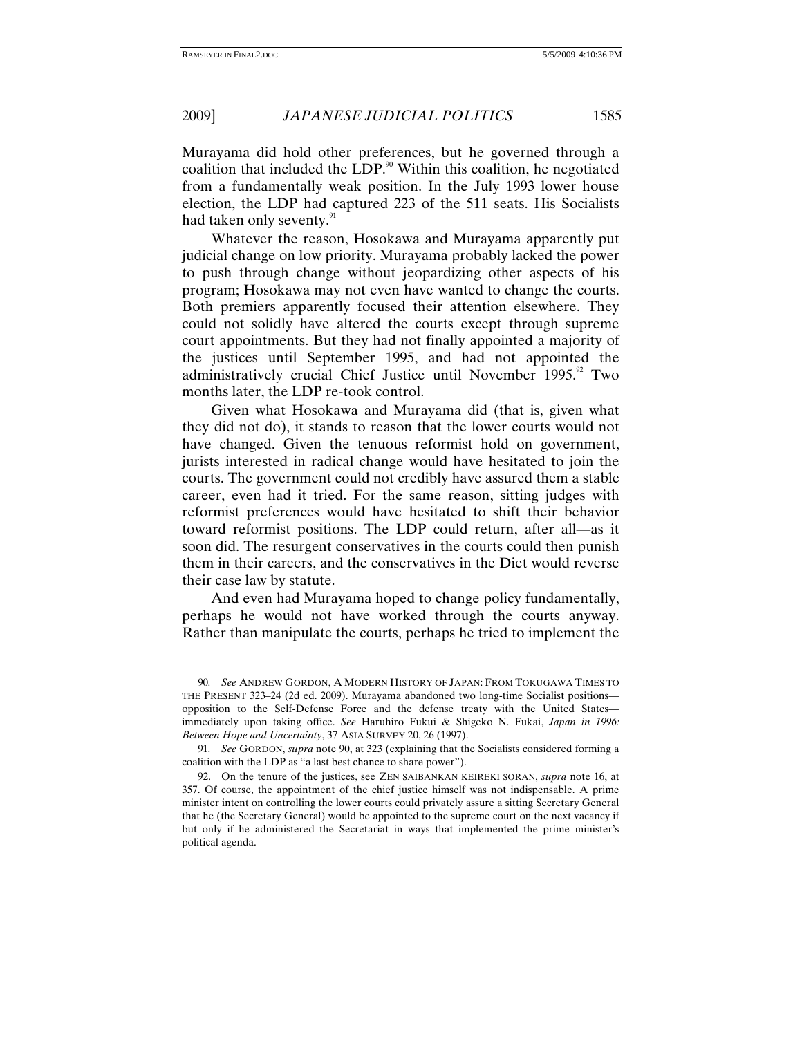Murayama did hold other preferences, but he governed through a coalition that included the LDP.[90] Within this coalition, he negotiated from a fundamentally weak position. In the July 1993 lower house election, the LDP had captured 223 of the 511 seats. His Socialists had taken only seventy.[91]

Whatever the reason, Hosokawa and Murayama apparently put judicial change on low priority. Murayama probably lacked the power to push through change without jeopardizing other aspects of his program; Hosokawa may not even have wanted to change the courts. Both premiers apparently focused their attention elsewhere. They could not solidly have altered the courts except through supreme court appointments. But they had not finally appointed a majority of the justices until September 1995, and had not appointed the administratively crucial Chief Justice until November 1995.[92] Two months later, the LDP re-took control.

Given what Hosokawa and Murayama did (that is, given what they did not do), it stands to reason that the lower courts would not have changed. Given the tenuous reformist hold on government, jurists interested in radical change would have hesitated to join the courts. The government could not credibly have assured them a stable career, even had it tried. For the same reason, sitting judges with reformist preferences would have hesitated to shift their behavior toward reformist positions. The LDP could return, after all—as it soon did. The resurgent conservatives in the courts could then punish them in their careers, and the conservatives in the Diet would reverse their case law by statute.

And even had Murayama hoped to change policy fundamentally, perhaps he would not have worked through the courts anyway. Rather than manipulate the courts, perhaps he tried to implement the

---

90. *See* ANDREW GORDON, A MODERN HISTORY OF JAPAN: FROM TOKUGAWA TIMES TO THE PRESENT 323–24 (2d ed. 2009). Murayama abandoned two long-time Socialist positions—opposition to the Self-Defense Force and the defense treaty with the United States—immediately upon taking office. *See* Haruhiro Fukui & Shigeko N. Fukai, *Japan in 1996: Between Hope and Uncertainty*, 37 ASIA SURVEY 20, 26 (1997).

91. *See* GORDON, *supra* note 90, at 323 (explaining that the Socialists considered forming a coalition with the LDP as "a last best chance to share power").

92. On the tenure of the justices, see ZEN SAIBANKAN KEIREKI SORAN, *supra* note 16, at 357. Of course, the appointment of the chief justice himself was not indispensable. A prime minister intent on controlling the lower courts could privately assure a sitting Secretary General that he (the Secretary General) would be appointed to the supreme court on the next vacancy if but only if he administered the Secretariat in ways that implemented the prime minister's political agenda.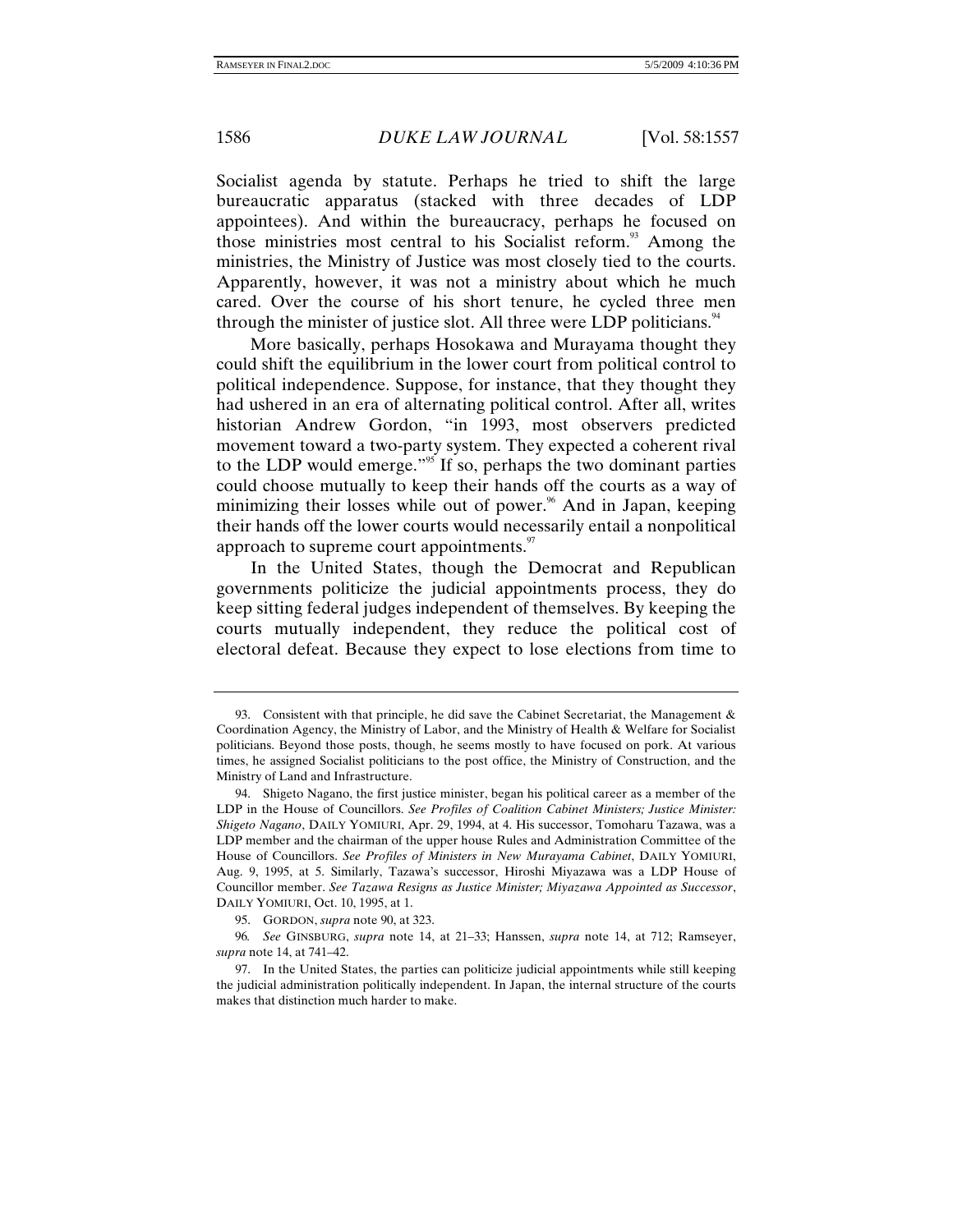Socialist agenda by statute. Perhaps he tried to shift the large bureaucratic apparatus (stacked with three decades of LDP appointees). And within the bureaucracy, perhaps he focused on those ministries most central to his Socialist reform.[93] Among the ministries, the Ministry of Justice was most closely tied to the courts. Apparently, however, it was not a ministry about which he much cared. Over the course of his short tenure, he cycled three men through the minister of justice slot. All three were LDP politicians.[94]

More basically, perhaps Hosokawa and Murayama thought they could shift the equilibrium in the lower court from political control to political independence. Suppose, for instance, that they thought they had ushered in an era of alternating political control. After all, writes historian Andrew Gordon, "in 1993, most observers predicted movement toward a two-party system. They expected a coherent rival to the LDP would emerge."[95] If so, perhaps the two dominant parties could choose mutually to keep their hands off the courts as a way of minimizing their losses while out of power.[96] And in Japan, keeping their hands off the lower courts would necessarily entail a nonpolitical approach to supreme court appointments.[97]

In the United States, though the Democrat and Republican governments politicize the judicial appointments process, they do keep sitting federal judges independent of themselves. By keeping the courts mutually independent, they reduce the political cost of electoral defeat. Because they expect to lose elections from time to

---

93. Consistent with that principle, he did save the Cabinet Secretariat, the Management & Coordination Agency, the Ministry of Labor, and the Ministry of Health & Welfare for Socialist politicians. Beyond those posts, though, he seems mostly to have focused on pork. At various times, he assigned Socialist politicians to the post office, the Ministry of Construction, and the Ministry of Land and Infrastructure.

94. Shigeto Nagano, the first justice minister, began his political career as a member of the LDP in the House of Councillors. *See Profiles of Coalition Cabinet Ministers; Justice Minister: Shigeto Nagano*, DAILY YOMIURI, Apr. 29, 1994, at 4. His successor, Tomoharu Tazawa, was a LDP member and the chairman of the upper house Rules and Administration Committee of the House of Councillors. *See Profiles of Ministers in New Murayama Cabinet*, DAILY YOMIURI, Aug. 9, 1995, at 5. Similarly, Tazawa's successor, Hiroshi Miyazawa was a LDP House of Councillor member. *See Tazawa Resigns as Justice Minister; Miyazawa Appointed as Successor*, DAILY YOMIURI, Oct. 10, 1995, at 1.

95. GORDON, *supra* note 90, at 323.

96. *See* GINSBURG, *supra* note 14, at 21–33; Hanssen, *supra* note 14, at 712; Ramseyer, *supra* note 14, at 741–42.

97. In the United States, the parties can politicize judicial appointments while still keeping the judicial administration politically independent. In Japan, the internal structure of the courts makes that distinction much harder to make.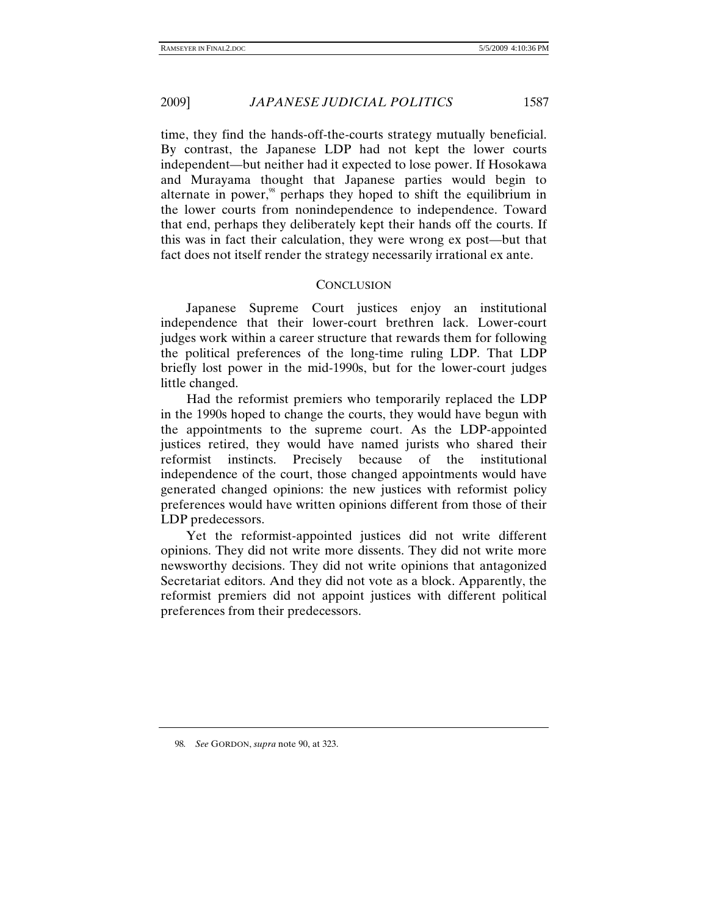time, they find the hands-off-the-courts strategy mutually beneficial. By contrast, the Japanese LDP had not kept the lower courts independent—but neither had it expected to lose power. If Hosokawa and Murayama thought that Japanese parties would begin to alternate in power,[98] perhaps they hoped to shift the equilibrium in the lower courts from nonindependence to independence. Toward that end, perhaps they deliberately kept their hands off the courts. If this was in fact their calculation, they were wrong ex post—but that fact does not itself render the strategy necessarily irrational ex ante.

## CONCLUSION

Japanese Supreme Court justices enjoy an institutional independence that their lower-court brethren lack. Lower-court judges work within a career structure that rewards them for following the political preferences of the long-time ruling LDP. That LDP briefly lost power in the mid-1990s, but for the lower-court judges little changed.

Had the reformist premiers who temporarily replaced the LDP in the 1990s hoped to change the courts, they would have begun with the appointments to the supreme court. As the LDP-appointed justices retired, they would have named jurists who shared their reformist instincts. Precisely because of the institutional independence of the court, those changed appointments would have generated changed opinions: the new justices with reformist policy preferences would have written opinions different from those of their LDP predecessors.

Yet the reformist-appointed justices did not write different opinions. They did not write more dissents. They did not write more newsworthy decisions. They did not write opinions that antagonized Secretariat editors. And they did not vote as a block. Apparently, the reformist premiers did not appoint justices with different political preferences from their predecessors.

98. *See* GORDON, *supra* note 90, at 323.